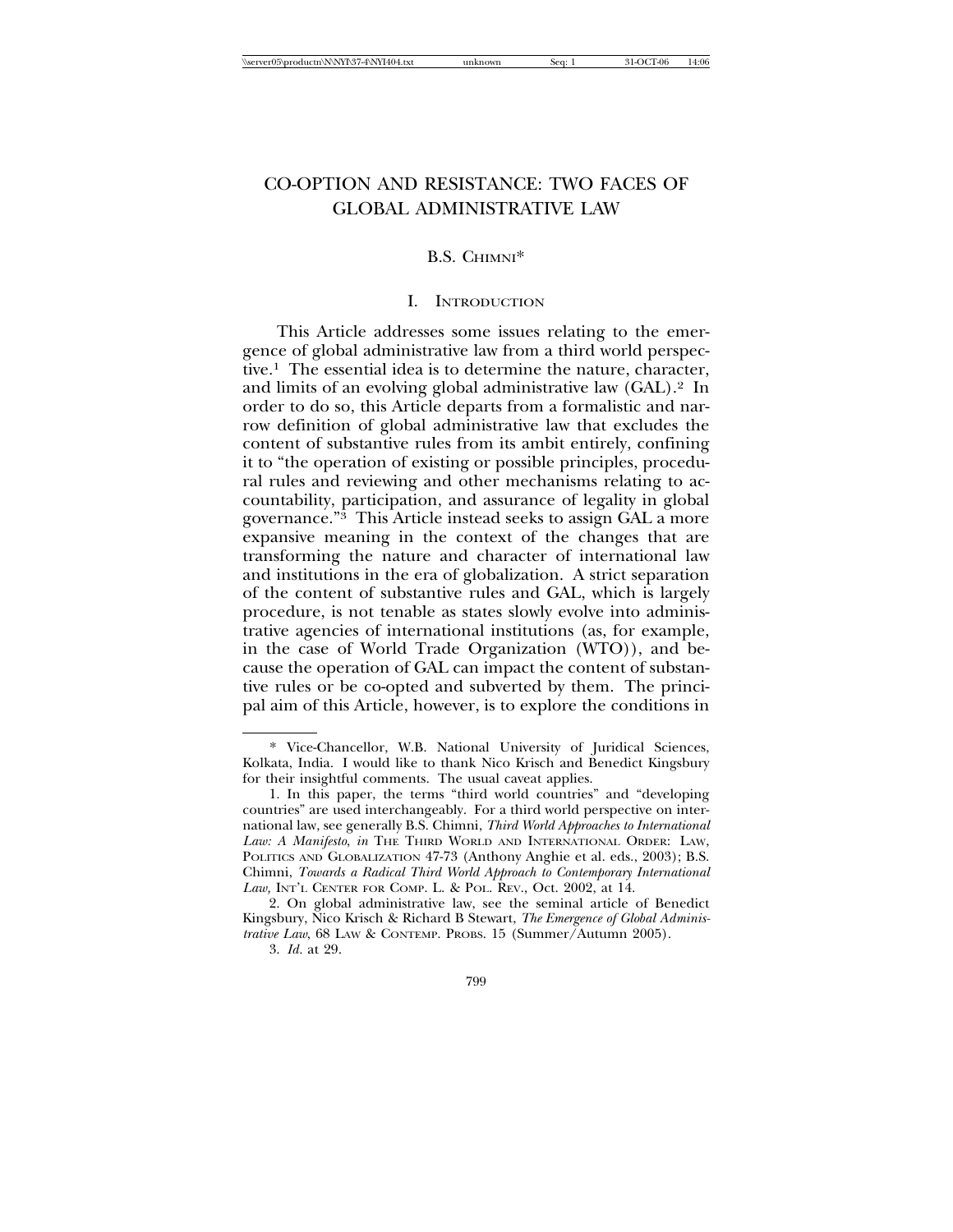# CO-OPTION AND RESISTANCE: TWO FACES OF GLOBAL ADMINISTRATIVE LAW

B.S. CHIMNI*

## I. INTRODUCTION

This Article addresses some issues relating to the emergence of global administrative law from a third world perspective.[1] The essential idea is to determine the nature, character, and limits of an evolving global administrative law (GAL).[2] In order to do so, this Article departs from a formalistic and narrow definition of global administrative law that excludes the content of substantive rules from its ambit entirely, confining it to "the operation of existing or possible principles, procedural rules and reviewing and other mechanisms relating to accountability, participation, and assurance of legality in global governance."[3] This Article instead seeks to assign GAL a more expansive meaning in the context of the changes that are transforming the nature and character of international law and institutions in the era of globalization. A strict separation of the content of substantive rules and GAL, which is largely procedure, is not tenable as states slowly evolve into administrative agencies of international institutions (as, for example, in the case of World Trade Organization (WTO)), and because the operation of GAL can impact the content of substantive rules or be co-opted and subverted by them. The principal aim of this Article, however, is to explore the conditions in

---

\* Vice-Chancellor, W.B. National University of Juridical Sciences, Kolkata, India. I would like to thank Nico Krisch and Benedict Kingsbury for their insightful comments. The usual caveat applies.

1. In this paper, the terms "third world countries" and "developing countries" are used interchangeably. For a third world perspective on international law, see generally B.S. Chimni, *Third World Approaches to International Law: A Manifesto*, *in* THE THIRD WORLD AND INTERNATIONAL ORDER: LAW, POLITICS AND GLOBALIZATION 47-73 (Anthony Anghie et al. eds., 2003); B.S. Chimni, *Towards a Radical Third World Approach to Contemporary International Law,* INT'L CENTER FOR COMP. L. & POL. REV., Oct. 2002, at 14.

2. On global administrative law, see the seminal article of Benedict Kingsbury, Nico Krisch & Richard B Stewart, *The Emergence of Global Administrative Law*, 68 LAW & CONTEMP. PROBS. 15 (Summer/Autumn 2005).

3. *Id.* at 29.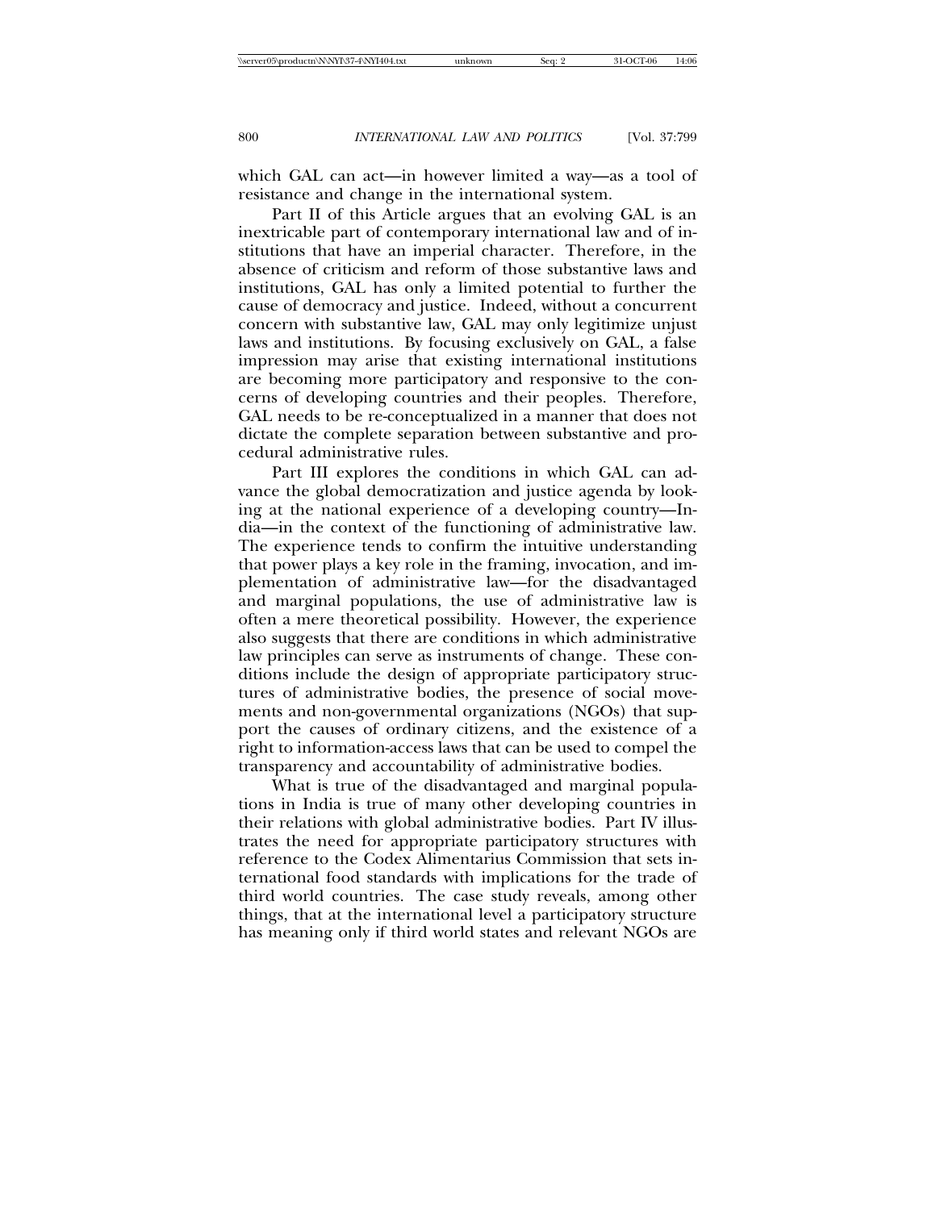which GAL can act—in however limited a way—as a tool of resistance and change in the international system.

Part II of this Article argues that an evolving GAL is an inextricable part of contemporary international law and of institutions that have an imperial character. Therefore, in the absence of criticism and reform of those substantive laws and institutions, GAL has only a limited potential to further the cause of democracy and justice. Indeed, without a concurrent concern with substantive law, GAL may only legitimize unjust laws and institutions. By focusing exclusively on GAL, a false impression may arise that existing international institutions are becoming more participatory and responsive to the concerns of developing countries and their peoples. Therefore, GAL needs to be re-conceptualized in a manner that does not dictate the complete separation between substantive and procedural administrative rules.

Part III explores the conditions in which GAL can advance the global democratization and justice agenda by looking at the national experience of a developing country—India—in the context of the functioning of administrative law. The experience tends to confirm the intuitive understanding that power plays a key role in the framing, invocation, and implementation of administrative law—for the disadvantaged and marginal populations, the use of administrative law is often a mere theoretical possibility. However, the experience also suggests that there are conditions in which administrative law principles can serve as instruments of change. These conditions include the design of appropriate participatory structures of administrative bodies, the presence of social movements and non-governmental organizations (NGOs) that support the causes of ordinary citizens, and the existence of a right to information-access laws that can be used to compel the transparency and accountability of administrative bodies.

What is true of the disadvantaged and marginal populations in India is true of many other developing countries in their relations with global administrative bodies. Part IV illustrates the need for appropriate participatory structures with reference to the Codex Alimentarius Commission that sets international food standards with implications for the trade of third world countries. The case study reveals, among other things, that at the international level a participatory structure has meaning only if third world states and relevant NGOs are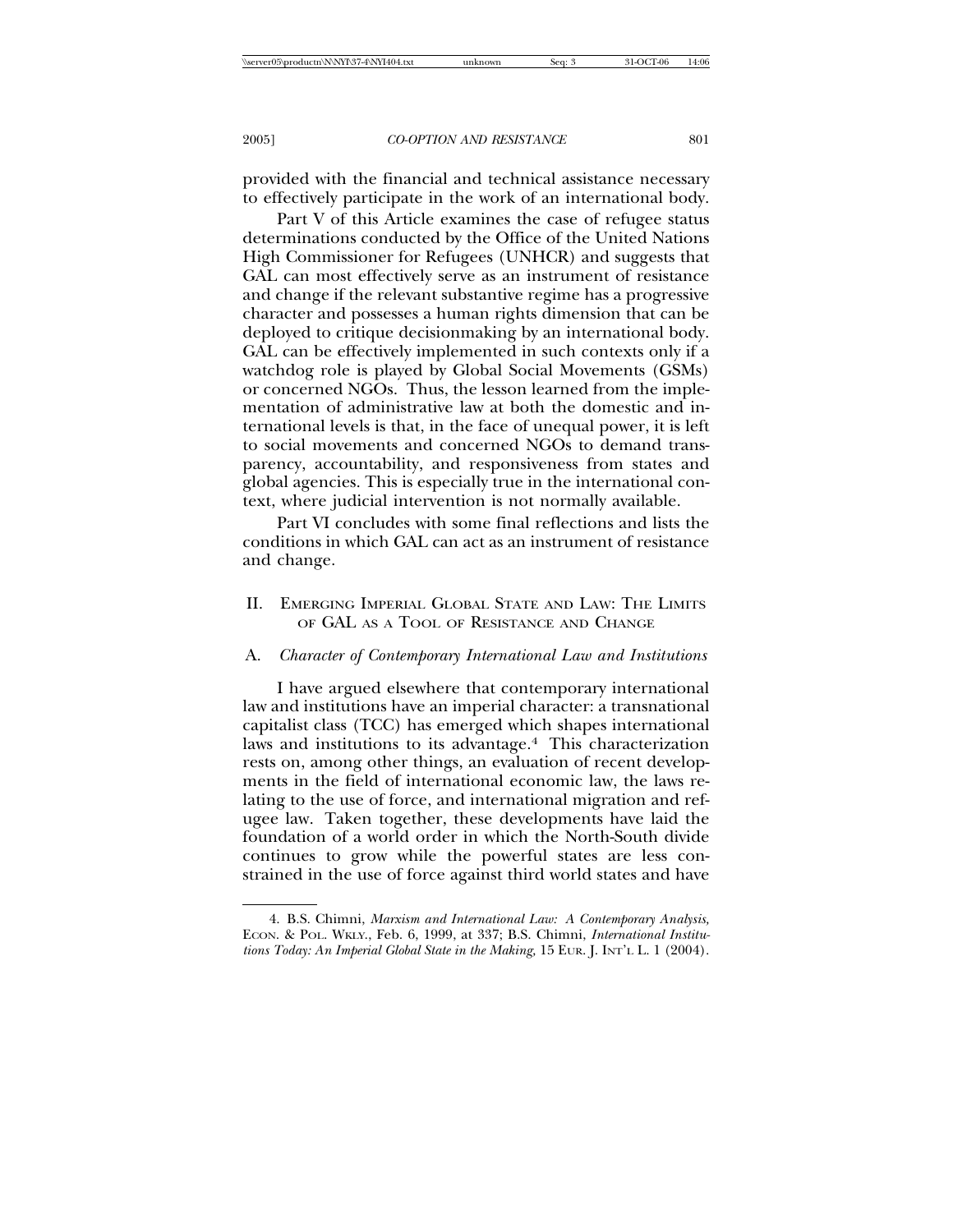provided with the financial and technical assistance necessary to effectively participate in the work of an international body.

Part V of this Article examines the case of refugee status determinations conducted by the Office of the United Nations High Commissioner for Refugees (UNHCR) and suggests that GAL can most effectively serve as an instrument of resistance and change if the relevant substantive regime has a progressive character and possesses a human rights dimension that can be deployed to critique decisionmaking by an international body. GAL can be effectively implemented in such contexts only if a watchdog role is played by Global Social Movements (GSMs) or concerned NGOs. Thus, the lesson learned from the implementation of administrative law at both the domestic and international levels is that, in the face of unequal power, it is left to social movements and concerned NGOs to demand transparency, accountability, and responsiveness from states and global agencies. This is especially true in the international context, where judicial intervention is not normally available.

Part VI concludes with some final reflections and lists the conditions in which GAL can act as an instrument of resistance and change.

## II. Emerging Imperial Global State and Law: The Limits of GAL as a Tool of Resistance and Change

### A. *Character of Contemporary International Law and Institutions*

I have argued elsewhere that contemporary international law and institutions have an imperial character: a transnational capitalist class (TCC) has emerged which shapes international laws and institutions to its advantage.[4] This characterization rests on, among other things, an evaluation of recent developments in the field of international economic law, the laws relating to the use of force, and international migration and refugee law. Taken together, these developments have laid the foundation of a world order in which the North-South divide continues to grow while the powerful states are less constrained in the use of force against third world states and have

---

4. B.S. Chimni, *Marxism and International Law: A Contemporary Analysis,* Econ. & Pol. Wkly., Feb. 6, 1999, at 337; B.S. Chimni, *International Institutions Today: An Imperial Global State in the Making*, 15 Eur. J. Int'l L. 1 (2004).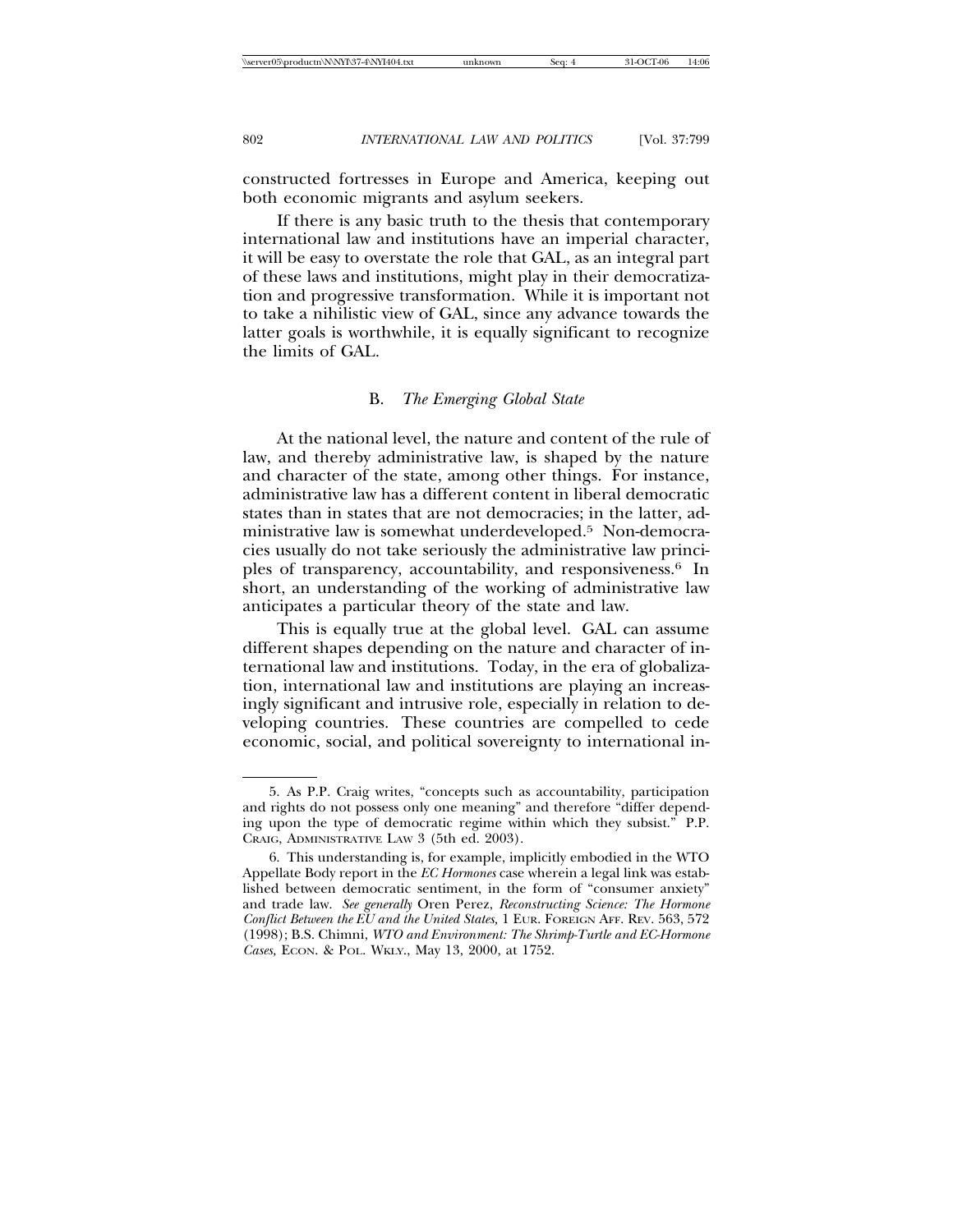constructed fortresses in Europe and America, keeping out both economic migrants and asylum seekers.

If there is any basic truth to the thesis that contemporary international law and institutions have an imperial character, it will be easy to overstate the role that GAL, as an integral part of these laws and institutions, might play in their democratization and progressive transformation. While it is important not to take a nihilistic view of GAL, since any advance towards the latter goals is worthwhile, it is equally significant to recognize the limits of GAL.

### B. *The Emerging Global State*

At the national level, the nature and content of the rule of law, and thereby administrative law, is shaped by the nature and character of the state, among other things. For instance, administrative law has a different content in liberal democratic states than in states that are not democracies; in the latter, administrative law is somewhat underdeveloped.[5] Non-democracies usually do not take seriously the administrative law principles of transparency, accountability, and responsiveness.[6] In short, an understanding of the working of administrative law anticipates a particular theory of the state and law.

This is equally true at the global level. GAL can assume different shapes depending on the nature and character of international law and institutions. Today, in the era of globalization, international law and institutions are playing an increasingly significant and intrusive role, especially in relation to developing countries. These countries are compelled to cede economic, social, and political sovereignty to international in-

---

5. As P.P. Craig writes, "concepts such as accountability, participation and rights do not possess only one meaning" and therefore "differ depending upon the type of democratic regime within which they subsist." P.P. CRAIG, ADMINISTRATIVE LAW 3 (5th ed. 2003).

6. This understanding is, for example, implicitly embodied in the WTO Appellate Body report in the *EC Hormones* case wherein a legal link was established between democratic sentiment, in the form of "consumer anxiety" and trade law. *See generally* Oren Perez, *Reconstructing Science: The Hormone Conflict Between the EU and the United States,* 1 EUR. FOREIGN AFF. REV. 563, 572 (1998); B.S. Chimni, *WTO and Environment: The Shrimp-Turtle and EC-Hormone Cases,* ECON. & POL. WKLY., May 13, 2000, at 1752.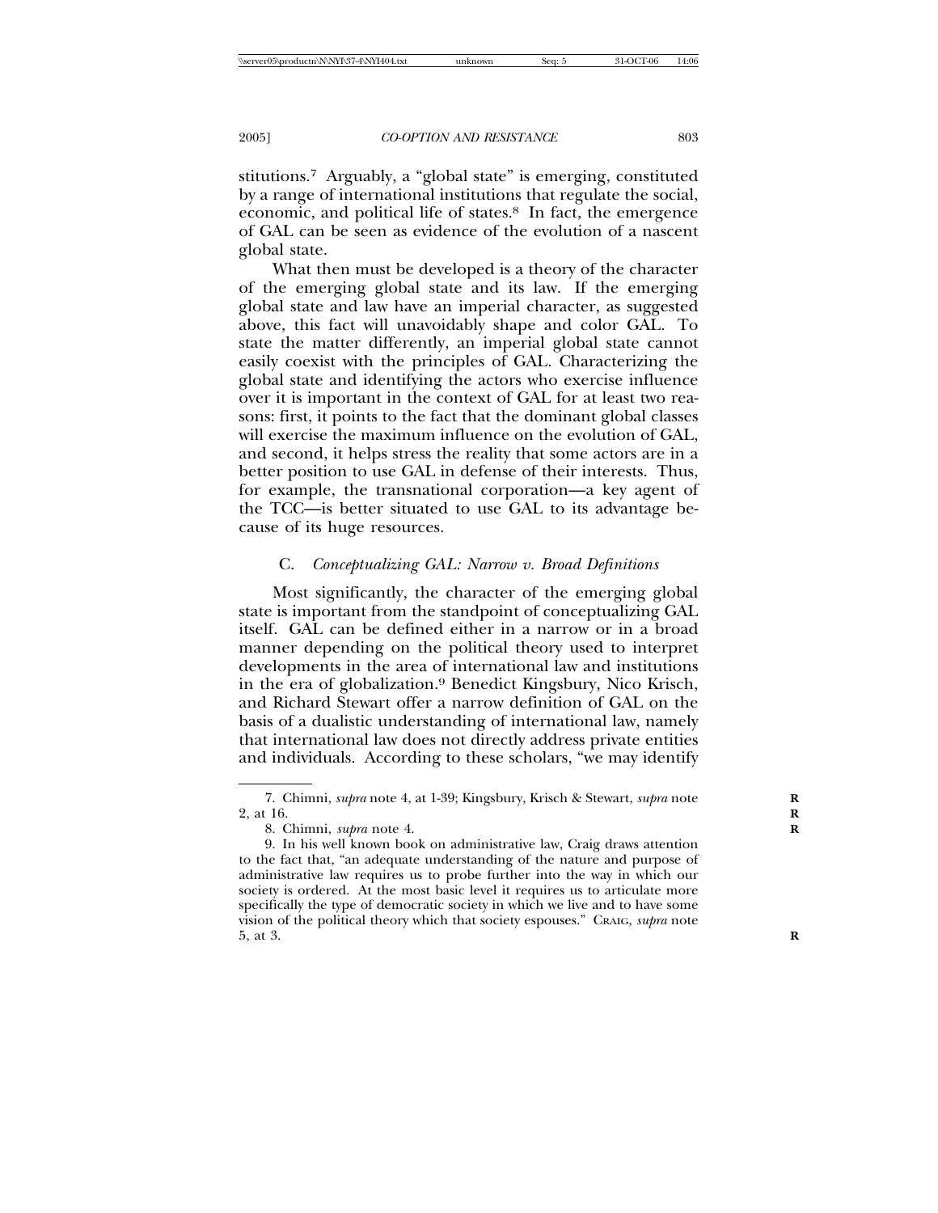stitutions.[7] Arguably, a "global state" is emerging, constituted by a range of international institutions that regulate the social, economic, and political life of states.[8] In fact, the emergence of GAL can be seen as evidence of the evolution of a nascent global state.

What then must be developed is a theory of the character of the emerging global state and its law. If the emerging global state and law have an imperial character, as suggested above, this fact will unavoidably shape and color GAL. To state the matter differently, an imperial global state cannot easily coexist with the principles of GAL. Characterizing the global state and identifying the actors who exercise influence over it is important in the context of GAL for at least two reasons: first, it points to the fact that the dominant global classes will exercise the maximum influence on the evolution of GAL, and second, it helps stress the reality that some actors are in a better position to use GAL in defense of their interests. Thus, for example, the transnational corporation—a key agent of the TCC—is better situated to use GAL to its advantage because of its huge resources.

### C. *Conceptualizing GAL: Narrow v. Broad Definitions*

Most significantly, the character of the emerging global state is important from the standpoint of conceptualizing GAL itself. GAL can be defined either in a narrow or in a broad manner depending on the political theory used to interpret developments in the area of international law and institutions in the era of globalization.[9] Benedict Kingsbury, Nico Krisch, and Richard Stewart offer a narrow definition of GAL on the basis of a dualistic understanding of international law, namely that international law does not directly address private entities and individuals. According to these scholars, "we may identify

---

7. Chimni, *supra* note 4, at 1-39; Kingsbury, Krisch & Stewart, *supra* note 2, at 16.

8. Chimni, *supra* note 4.

9. In his well known book on administrative law, Craig draws attention to the fact that, "an adequate understanding of the nature and purpose of administrative law requires us to probe further into the way in which our society is ordered. At the most basic level it requires us to articulate more specifically the type of democratic society in which we live and to have some vision of the political theory which that society espouses." CRAIG, *supra* note 5, at 3.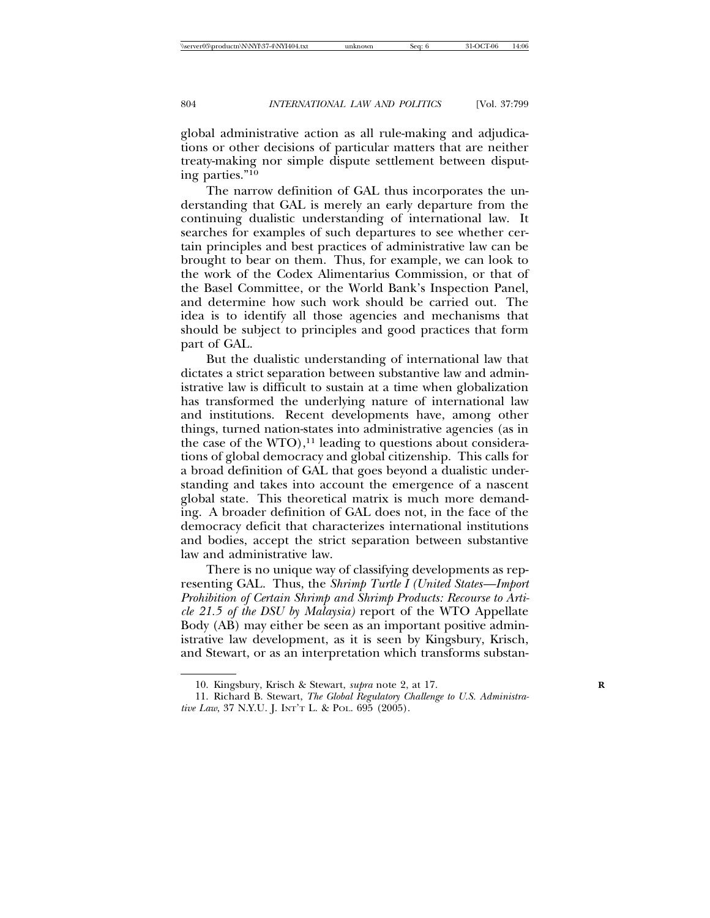global administrative action as all rule-making and adjudications or other decisions of particular matters that are neither treaty-making nor simple dispute settlement between disputing parties."[10]

The narrow definition of GAL thus incorporates the understanding that GAL is merely an early departure from the continuing dualistic understanding of international law. It searches for examples of such departures to see whether certain principles and best practices of administrative law can be brought to bear on them. Thus, for example, we can look to the work of the Codex Alimentarius Commission, or that of the Basel Committee, or the World Bank's Inspection Panel, and determine how such work should be carried out. The idea is to identify all those agencies and mechanisms that should be subject to principles and good practices that form part of GAL.

But the dualistic understanding of international law that dictates a strict separation between substantive law and administrative law is difficult to sustain at a time when globalization has transformed the underlying nature of international law and institutions. Recent developments have, among other things, turned nation-states into administrative agencies (as in the case of the WTO),[11] leading to questions about considerations of global democracy and global citizenship. This calls for a broad definition of GAL that goes beyond a dualistic understanding and takes into account the emergence of a nascent global state. This theoretical matrix is much more demanding. A broader definition of GAL does not, in the face of the democracy deficit that characterizes international institutions and bodies, accept the strict separation between substantive law and administrative law.

There is no unique way of classifying developments as representing GAL. Thus, the *Shrimp Turtle I (United States—Import Prohibition of Certain Shrimp and Shrimp Products: Recourse to Article 21.5 of the DSU by Malaysia)* report of the WTO Appellate Body (AB) may either be seen as an important positive administrative law development, as it is seen by Kingsbury, Krisch, and Stewart, or as an interpretation which transforms substan-

---

10. Kingsbury, Krisch & Stewart, *supra* note 2, at 17.

11. Richard B. Stewart, *The Global Regulatory Challenge to U.S. Administrative Law*, 37 N.Y.U. J. INT'L L. & POL. 695 (2005).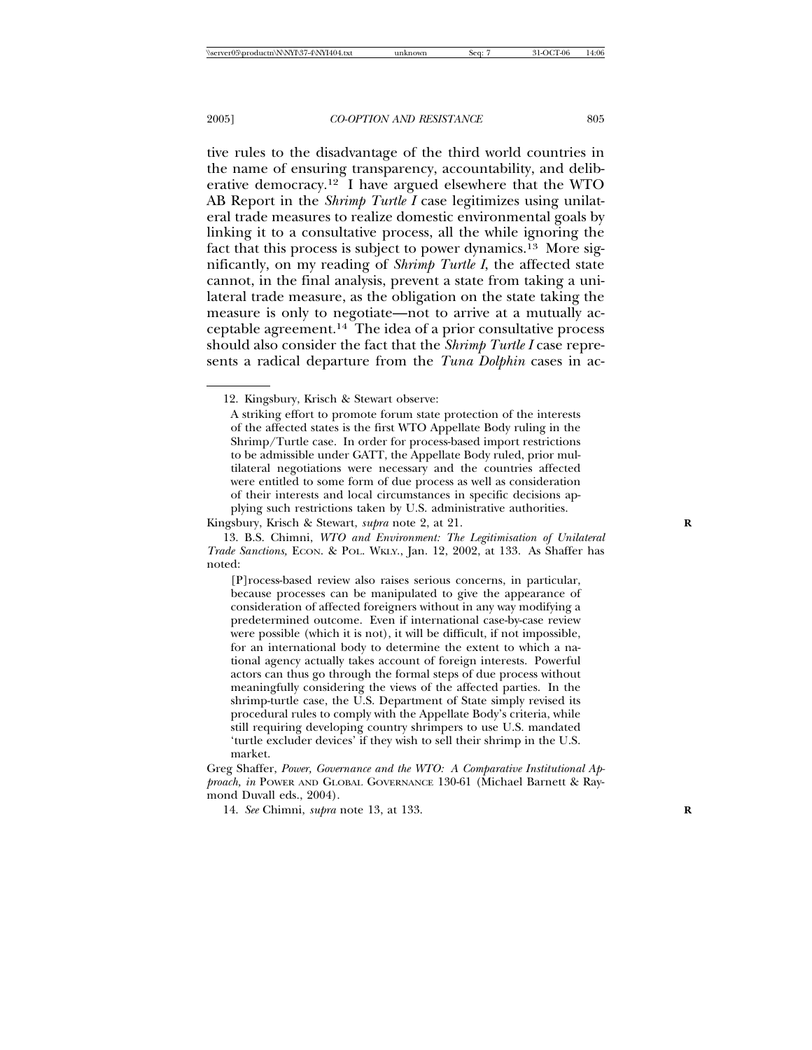tive rules to the disadvantage of the third world countries in the name of ensuring transparency, accountability, and deliberative democracy.[12] I have argued elsewhere that the WTO AB Report in the *Shrimp Turtle I* case legitimizes using unilateral trade measures to realize domestic environmental goals by linking it to a consultative process, all the while ignoring the fact that this process is subject to power dynamics.[13] More significantly, on my reading of *Shrimp Turtle I*, the affected state cannot, in the final analysis, prevent a state from taking a unilateral trade measure, as the obligation on the state taking the measure is only to negotiate—not to arrive at a mutually acceptable agreement.[14] The idea of a prior consultative process should also consider the fact that the *Shrimp Turtle I* case represents a radical departure from the *Tuna Dolphin* cases in ac-

---

12. Kingsbury, Krisch & Stewart observe:

> A striking effort to promote forum state protection of the interests of the affected states is the first WTO Appellate Body ruling in the Shrimp/Turtle case. In order for process-based import restrictions to be admissible under GATT, the Appellate Body ruled, prior multilateral negotiations were necessary and the countries affected were entitled to some form of due process as well as consideration of their interests and local circumstances in specific decisions applying such restrictions taken by U.S. administrative authorities.

Kingsbury, Krisch & Stewart, *supra* note 2, at 21.

13. B.S. Chimni, *WTO and Environment: The Legitimisation of Unilateral Trade Sanctions,* ECON. & POL. WKLY., Jan. 12, 2002, at 133. As Shaffer has noted:

> [P]rocess-based review also raises serious concerns, in particular, because processes can be manipulated to give the appearance of consideration of affected foreigners without in any way modifying a predetermined outcome. Even if international case-by-case review were possible (which it is not), it will be difficult, if not impossible, for an international body to determine the extent to which a national agency actually takes account of foreign interests. Powerful actors can thus go through the formal steps of due process without meaningfully considering the views of the affected parties. In the shrimp-turtle case, the U.S. Department of State simply revised its procedural rules to comply with the Appellate Body's criteria, while still requiring developing country shrimpers to use U.S. mandated 'turtle excluder devices' if they wish to sell their shrimp in the U.S. market.

Greg Shaffer, *Power, Governance and the WTO: A Comparative Institutional Approach, in* POWER AND GLOBAL GOVERNANCE 130-61 (Michael Barnett & Raymond Duvall eds., 2004).

14. *See* Chimni, *supra* note 13, at 133.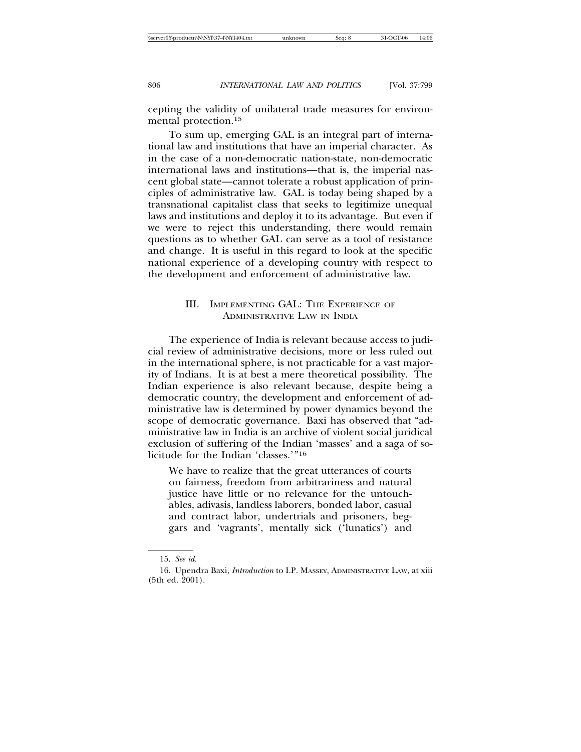cepting the validity of unilateral trade measures for environmental protection.[15]

To sum up, emerging GAL is an integral part of international law and institutions that have an imperial character. As in the case of a non-democratic nation-state, non-democratic international laws and institutions—that is, the imperial nascent global state—cannot tolerate a robust application of principles of administrative law. GAL is today being shaped by a transnational capitalist class that seeks to legitimize unequal laws and institutions and deploy it to its advantage. But even if we were to reject this understanding, there would remain questions as to whether GAL can serve as a tool of resistance and change. It is useful in this regard to look at the specific national experience of a developing country with respect to the development and enforcement of administrative law.

## III. Implementing GAL: The Experience of Administrative Law in India

The experience of India is relevant because access to judicial review of administrative decisions, more or less ruled out in the international sphere, is not practicable for a vast majority of Indians. It is at best a mere theoretical possibility. The Indian experience is also relevant because, despite being a democratic country, the development and enforcement of administrative law is determined by power dynamics beyond the scope of democratic governance. Baxi has observed that "administrative law in India is an archive of violent social juridical exclusion of suffering of the Indian 'masses' and a saga of solicitude for the Indian 'classes.'"[16]

> We have to realize that the great utterances of courts on fairness, freedom from arbitrariness and natural justice have little or no relevance for the untouchables, adivasis, landless laborers, bonded labor, casual and contract labor, undertrials and prisoners, beggars and 'vagrants', mentally sick ('lunatics') and

15. *See id.*

16. Upendra Baxi, *Introduction* to I.P. Massey, Administrative Law, at xiii (5th ed. 2001).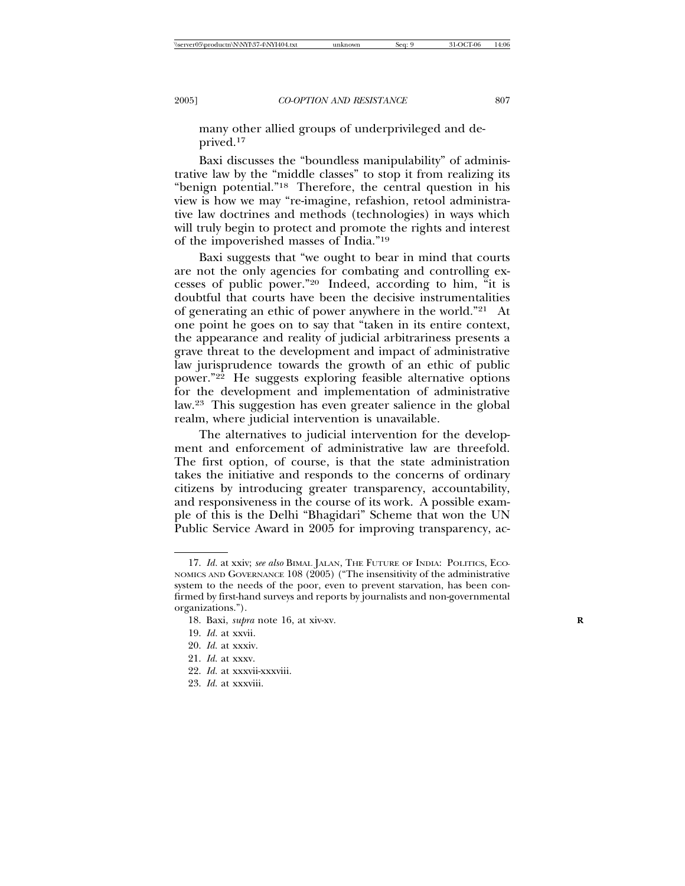many other allied groups of underprivileged and deprived.[17]

Baxi discusses the "boundless manipulability" of administrative law by the "middle classes" to stop it from realizing its "benign potential."[18] Therefore, the central question in his view is how we may "re-imagine, refashion, retool administrative law doctrines and methods (technologies) in ways which will truly begin to protect and promote the rights and interest of the impoverished masses of India."[19]

Baxi suggests that "we ought to bear in mind that courts are not the only agencies for combating and controlling excesses of public power."[20] Indeed, according to him, "it is doubtful that courts have been the decisive instrumentalities of generating an ethic of power anywhere in the world."[21] At one point he goes on to say that "taken in its entire context, the appearance and reality of judicial arbitrariness presents a grave threat to the development and impact of administrative law jurisprudence towards the growth of an ethic of public power."[22] He suggests exploring feasible alternative options for the development and implementation of administrative law.[23] This suggestion has even greater salience in the global realm, where judicial intervention is unavailable.

The alternatives to judicial intervention for the development and enforcement of administrative law are threefold. The first option, of course, is that the state administration takes the initiative and responds to the concerns of ordinary citizens by introducing greater transparency, accountability, and responsiveness in the course of its work. A possible example of this is the Delhi "Bhagidari" Scheme that won the UN Public Service Award in 2005 for improving transparency, ac-

---

17. *Id.* at xxiv; *see also* BIMAL JALAN, THE FUTURE OF INDIA: POLITICS, ECONOMICS AND GOVERNANCE 108 (2005) ("The insensitivity of the administrative system to the needs of the poor, even to prevent starvation, has been confirmed by first-hand surveys and reports by journalists and non-governmental organizations.").

18. Baxi, *supra* note 16, at xiv-xv.

19. *Id.* at xxvii.

20. *Id.* at xxxiv.

21. *Id.* at xxxv.

22. *Id.* at xxxvii-xxxviii.

23. *Id.* at xxxviii.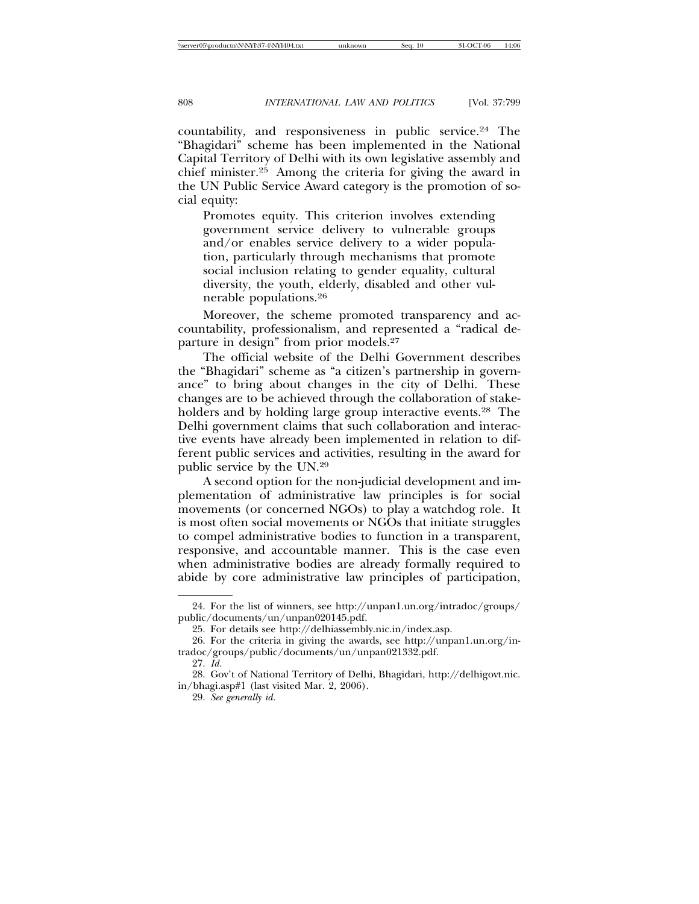countability, and responsiveness in public service.[24] The "Bhagidari" scheme has been implemented in the National Capital Territory of Delhi with its own legislative assembly and chief minister.[25] Among the criteria for giving the award in the UN Public Service Award category is the promotion of social equity:

> Promotes equity. This criterion involves extending government service delivery to vulnerable groups and/or enables service delivery to a wider population, particularly through mechanisms that promote social inclusion relating to gender equality, cultural diversity, the youth, elderly, disabled and other vulnerable populations.[26]

Moreover, the scheme promoted transparency and accountability, professionalism, and represented a "radical departure in design" from prior models.[27]

The official website of the Delhi Government describes the "Bhagidari" scheme as "a citizen's partnership in governance" to bring about changes in the city of Delhi. These changes are to be achieved through the collaboration of stakeholders and by holding large group interactive events.[28] The Delhi government claims that such collaboration and interactive events have already been implemented in relation to different public services and activities, resulting in the award for public service by the UN.[29]

A second option for the non-judicial development and implementation of administrative law principles is for social movements (or concerned NGOs) to play a watchdog role. It is most often social movements or NGOs that initiate struggles to compel administrative bodies to function in a transparent, responsive, and accountable manner. This is the case even when administrative bodies are already formally required to abide by core administrative law principles of participation,

---

24. For the list of winners, see http://unpan1.un.org/intradoc/groups/public/documents/un/unpan020145.pdf.

25. For details see http://delhiassembly.nic.in/index.asp.

26. For the criteria in giving the awards, see http://unpan1.un.org/intradoc/groups/public/documents/un/unpan021332.pdf.

27. *Id.*

28. Gov't of National Territory of Delhi, Bhagidari, http://delhigovt.nic.in/bhagi.asp#1 (last visited Mar. 2, 2006).

29. *See generally id.*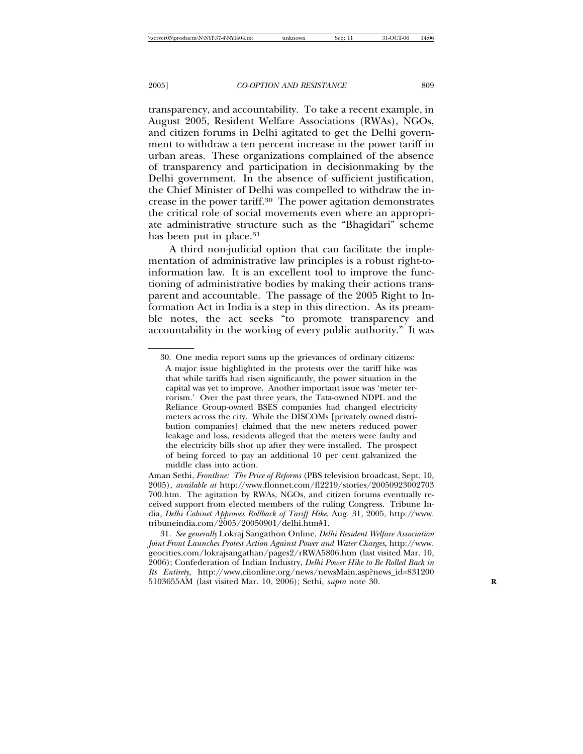transparency, and accountability. To take a recent example, in August 2005, Resident Welfare Associations (RWAs), NGOs, and citizen forums in Delhi agitated to get the Delhi government to withdraw a ten percent increase in the power tariff in urban areas. These organizations complained of the absence of transparency and participation in decisionmaking by the Delhi government. In the absence of sufficient justification, the Chief Minister of Delhi was compelled to withdraw the increase in the power tariff.[30] The power agitation demonstrates the critical role of social movements even where an appropriate administrative structure such as the "Bhagidari" scheme has been put in place.[31]

A third non-judicial option that can facilitate the implementation of administrative law principles is a robust right-to-information law. It is an excellent tool to improve the functioning of administrative bodies by making their actions transparent and accountable. The passage of the 2005 Right to Information Act in India is a step in this direction. As its preamble notes, the act seeks "to promote transparency and accountability in the working of every public authority." It was

---

30. One media report sums up the grievances of ordinary citizens:

> A major issue highlighted in the protests over the tariff hike was that while tariffs had risen significantly, the power situation in the capital was yet to improve. Another important issue was 'meter terrorism.' Over the past three years, the Tata-owned NDPL and the Reliance Group-owned BSES companies had changed electricity meters across the city. While the DISCOMs [privately owned distribution companies] claimed that the new meters reduced power leakage and loss, residents alleged that the meters were faulty and the electricity bills shot up after they were installed. The prospect of being forced to pay an additional 10 per cent galvanized the middle class into action.

Aman Sethi, *Frontline: The Price of Reforms* (PBS television broadcast, Sept. 10, 2005), *available at* http://www.flonnet.com/fl2219/stories/20050923002703700.htm. The agitation by RWAs, NGOs, and citizen forums eventually received support from elected members of the ruling Congress. Tribune India, *Delhi Cabinet Approves Rollback of Tariff Hike*, Aug. 31, 2005, http://www.tribuneindia.com/2005/20050901/delhi.htm#1.

31. *See generally* Lokraj Sangathon Online, *Delhi Resident Welfare Association Joint Front Launches Protest Action Against Power and Water Charges*, http://www.geocities.com/lokrajsangathan/pages2/rRWA5806.htm (last visited Mar. 10, 2006); Confederation of Indian Industry, *Delhi Power Hike to Be Rolled Back in Its Entirety*, http://www.ciionline.org/news/newsMain.asp?news_id=8312005103655AM (last visited Mar. 10, 2006); Sethi, *supra* note 30.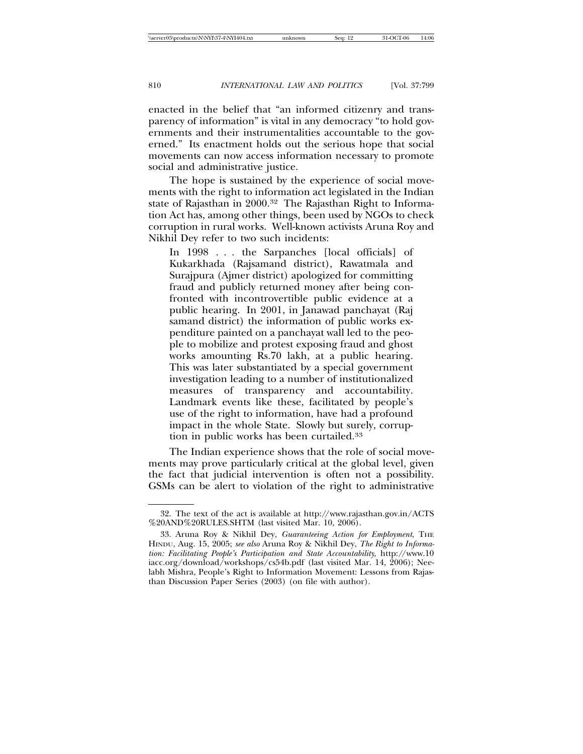enacted in the belief that "an informed citizenry and transparency of information" is vital in any democracy "to hold governments and their instrumentalities accountable to the governed." Its enactment holds out the serious hope that social movements can now access information necessary to promote social and administrative justice.

The hope is sustained by the experience of social movements with the right to information act legislated in the Indian state of Rajasthan in 2000.[32] The Rajasthan Right to Information Act has, among other things, been used by NGOs to check corruption in rural works. Well-known activists Aruna Roy and Nikhil Dey refer to two such incidents:

> In 1998 . . . the Sarpanches [local officials] of Kukarkhada (Rajsamand district), Rawatmala and Surajpura (Ajmer district) apologized for committing fraud and publicly returned money after being confronted with incontrovertible public evidence at a public hearing. In 2001, in Janawad panchayat (Raj samand district) the information of public works expenditure painted on a panchayat wall led to the people to mobilize and protest exposing fraud and ghost works amounting Rs.70 lakh, at a public hearing. This was later substantiated by a special government investigation leading to a number of institutionalized measures of transparency and accountability. Landmark events like these, facilitated by people's use of the right to information, have had a profound impact in the whole State. Slowly but surely, corruption in public works has been curtailed.[33]

The Indian experience shows that the role of social movements may prove particularly critical at the global level, given the fact that judicial intervention is often not a possibility. GSMs can be alert to violation of the right to administrative

---

32. The text of the act is available at http://www.rajasthan.gov.in/ACTS%20AND%20RULES.SHTM (last visited Mar. 10, 2006).

33. Aruna Roy & Nikhil Dey, *Guaranteeing Action for Employment*, THE HINDU, Aug. 15, 2005; *see also* Aruna Roy & Nikhil Dey, *The Right to Information: Facilitating People's Participation and State Accountability*, http://www.10iacc.org/download/workshops/cs54b.pdf (last visited Mar. 14, 2006); Neelabh Mishra, People's Right to Information Movement: Lessons from Rajasthan Discussion Paper Series (2003) (on file with author).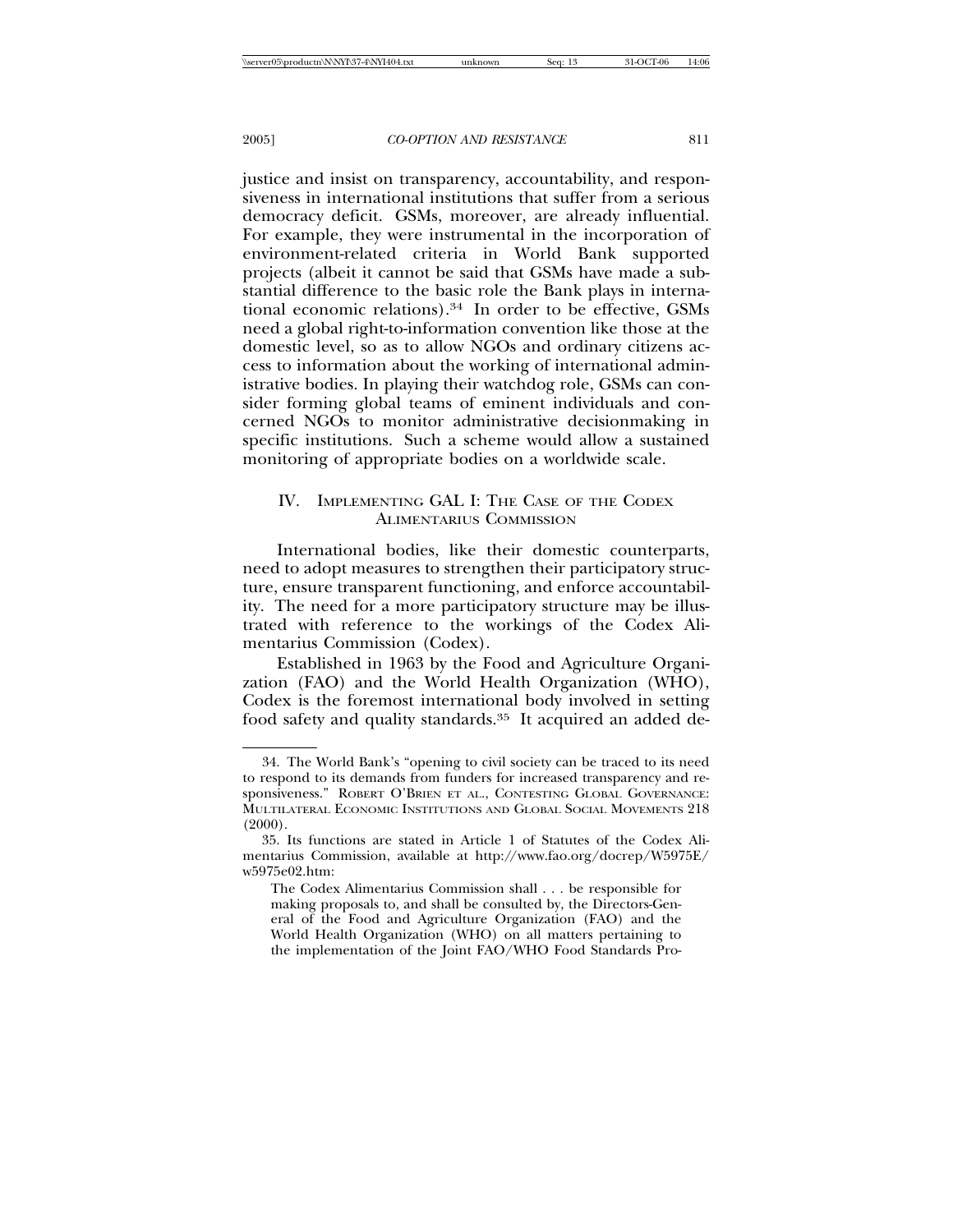justice and insist on transparency, accountability, and responsiveness in international institutions that suffer from a serious democracy deficit. GSMs, moreover, are already influential. For example, they were instrumental in the incorporation of environment-related criteria in World Bank supported projects (albeit it cannot be said that GSMs have made a substantial difference to the basic role the Bank plays in international economic relations).[34] In order to be effective, GSMs need a global right-to-information convention like those at the domestic level, so as to allow NGOs and ordinary citizens access to information about the working of international administrative bodies. In playing their watchdog role, GSMs can consider forming global teams of eminent individuals and concerned NGOs to monitor administrative decisionmaking in specific institutions. Such a scheme would allow a sustained monitoring of appropriate bodies on a worldwide scale.

## IV. Implementing GAL I: The Case of the Codex Alimentarius Commission

International bodies, like their domestic counterparts, need to adopt measures to strengthen their participatory structure, ensure transparent functioning, and enforce accountability. The need for a more participatory structure may be illustrated with reference to the workings of the Codex Alimentarius Commission (Codex).

Established in 1963 by the Food and Agriculture Organization (FAO) and the World Health Organization (WHO), Codex is the foremost international body involved in setting food safety and quality standards.[35] It acquired an added de-

---

34. The World Bank's "opening to civil society can be traced to its need to respond to its demands from funders for increased transparency and responsiveness." Robert O'Brien et al., Contesting Global Governance: Multilateral Economic Institutions and Global Social Movements 218 (2000).

35. Its functions are stated in Article 1 of Statutes of the Codex Alimentarius Commission, available at http://www.fao.org/docrep/W5975E/w5975e02.htm:

> The Codex Alimentarius Commission shall . . . be responsible for making proposals to, and shall be consulted by, the Directors-General of the Food and Agriculture Organization (FAO) and the World Health Organization (WHO) on all matters pertaining to the implementation of the Joint FAO/WHO Food Standards Pro-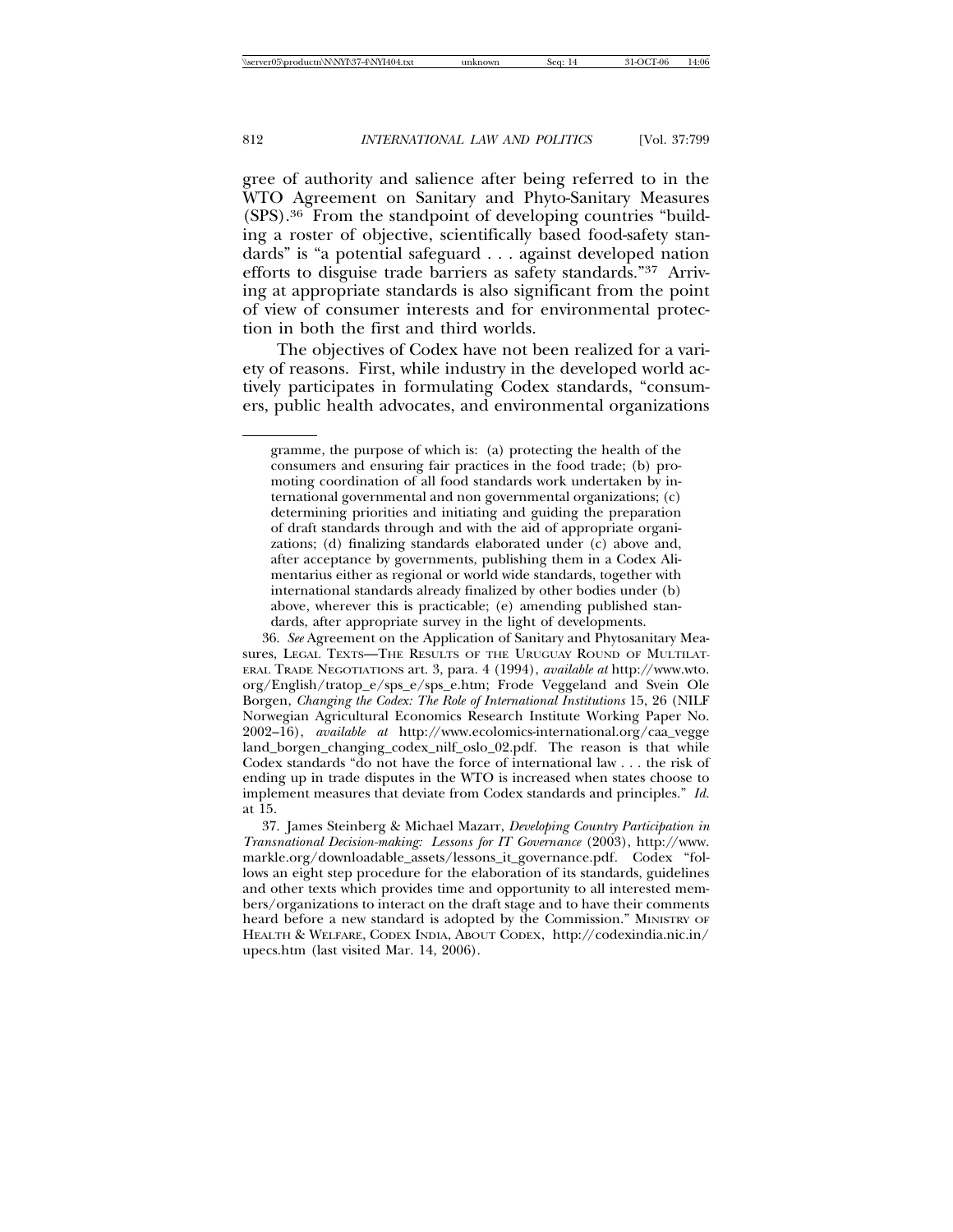gree of authority and salience after being referred to in the WTO Agreement on Sanitary and Phyto-Sanitary Measures (SPS).[36] From the standpoint of developing countries "building a roster of objective, scientifically based food-safety standards" is "a potential safeguard . . . against developed nation efforts to disguise trade barriers as safety standards."[37] Arriving at appropriate standards is also significant from the point of view of consumer interests and for environmental protection in both the first and third worlds.

The objectives of Codex have not been realized for a variety of reasons. First, while industry in the developed world actively participates in formulating Codex standards, "consumers, public health advocates, and environmental organizations

---

> gramme, the purpose of which is: (a) protecting the health of the consumers and ensuring fair practices in the food trade; (b) promoting coordination of all food standards work undertaken by international governmental and non governmental organizations; (c) determining priorities and initiating and guiding the preparation of draft standards through and with the aid of appropriate organizations; (d) finalizing standards elaborated under (c) above and, after acceptance by governments, publishing them in a Codex Alimentarius either as regional or world wide standards, together with international standards already finalized by other bodies under (b) above, wherever this is practicable; (e) amending published standards, after appropriate survey in the light of developments.

36. *See* Agreement on the Application of Sanitary and Phytosanitary Measures, LEGAL TEXTS—THE RESULTS OF THE URUGUAY ROUND OF MULTILATERAL TRADE NEGOTIATIONS art. 3, para. 4 (1994), *available at* http://www.wto.org/English/tratop_e/sps_e/sps_e.htm; Frode Veggeland and Svein Ole Borgen, *Changing the Codex: The Role of International Institutions* 15, 26 (NILF Norwegian Agricultural Economics Research Institute Working Paper No. 2002–16), *available at* http://www.ecolomics-international.org/caa_veggeland_borgen_changing_codex_nilf_oslo_02.pdf. The reason is that while Codex standards "do not have the force of international law . . . the risk of ending up in trade disputes in the WTO is increased when states choose to implement measures that deviate from Codex standards and principles." *Id.* at 15.

37. James Steinberg & Michael Mazarr, *Developing Country Participation in Transnational Decision-making: Lessons for IT Governance* (2003), http://www.markle.org/downloadable_assets/lessons_it_governance.pdf. Codex "follows an eight step procedure for the elaboration of its standards, guidelines and other texts which provides time and opportunity to all interested members/organizations to interact on the draft stage and to have their comments heard before a new standard is adopted by the Commission." MINISTRY OF HEALTH & WELFARE, CODEX INDIA, ABOUT CODEX, http://codexindia.nic.in/upecs.htm (last visited Mar. 14, 2006).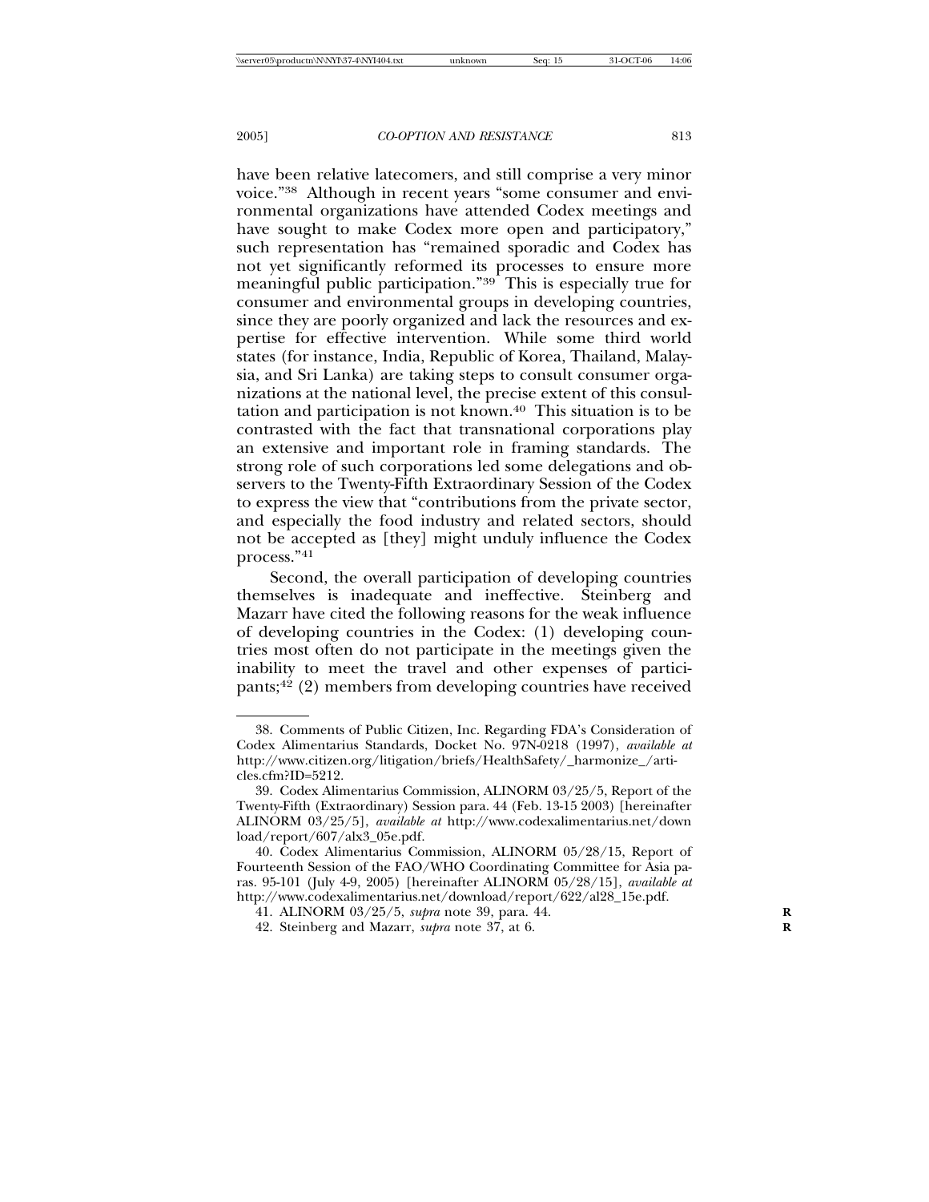have been relative latecomers, and still comprise a very minor voice."[38] Although in recent years "some consumer and environmental organizations have attended Codex meetings and have sought to make Codex more open and participatory," such representation has "remained sporadic and Codex has not yet significantly reformed its processes to ensure more meaningful public participation."[39] This is especially true for consumer and environmental groups in developing countries, since they are poorly organized and lack the resources and expertise for effective intervention. While some third world states (for instance, India, Republic of Korea, Thailand, Malaysia, and Sri Lanka) are taking steps to consult consumer organizations at the national level, the precise extent of this consultation and participation is not known.[40] This situation is to be contrasted with the fact that transnational corporations play an extensive and important role in framing standards. The strong role of such corporations led some delegations and observers to the Twenty-Fifth Extraordinary Session of the Codex to express the view that "contributions from the private sector, and especially the food industry and related sectors, should not be accepted as [they] might unduly influence the Codex process."[41]

Second, the overall participation of developing countries themselves is inadequate and ineffective. Steinberg and Mazarr have cited the following reasons for the weak influence of developing countries in the Codex: (1) developing countries most often do not participate in the meetings given the inability to meet the travel and other expenses of participants;[42] (2) members from developing countries have received

---

38. Comments of Public Citizen, Inc. Regarding FDA's Consideration of Codex Alimentarius Standards, Docket No. 97N-0218 (1997), *available at* http://www.citizen.org/litigation/briefs/HealthSafety/_harmonize_/articles.cfm?ID=5212.

39. Codex Alimentarius Commission, ALINORM 03/25/5, Report of the Twenty-Fifth (Extraordinary) Session para. 44 (Feb. 13-15 2003) [hereinafter ALINORM 03/25/5], *available at* http://www.codexalimentarius.net/download/report/607/alx3_05e.pdf.

40. Codex Alimentarius Commission, ALINORM 05/28/15, Report of Fourteenth Session of the FAO/WHO Coordinating Committee for Asia paras. 95-101 (July 4-9, 2005) [hereinafter ALINORM 05/28/15], *available at* http://www.codexalimentarius.net/download/report/622/al28_15e.pdf.

41. ALINORM 03/25/5, *supra* note 39, para. 44.

42. Steinberg and Mazarr, *supra* note 37, at 6.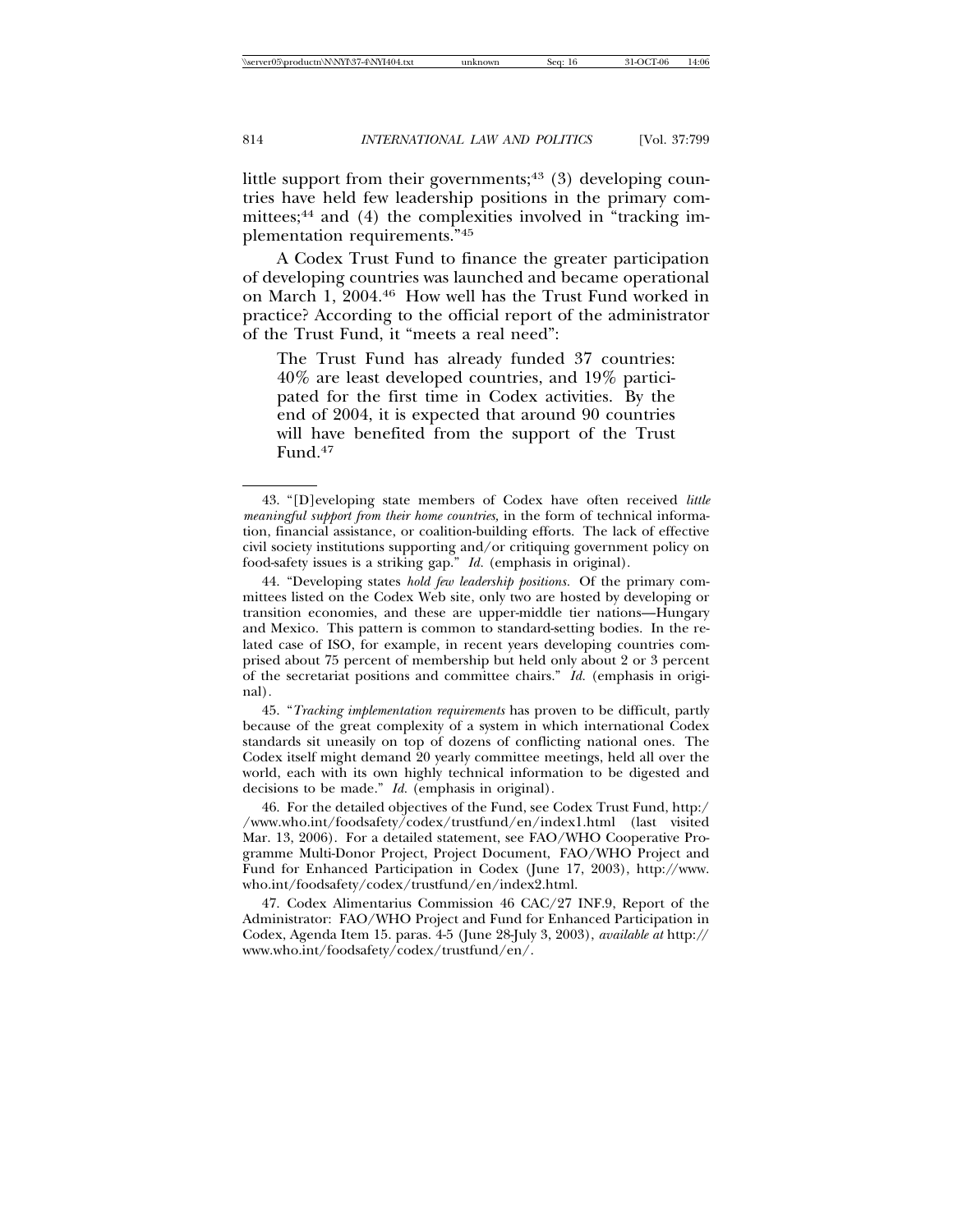little support from their governments;[43] (3) developing countries have held few leadership positions in the primary committees;[44] and (4) the complexities involved in "tracking implementation requirements."[45]

A Codex Trust Fund to finance the greater participation of developing countries was launched and became operational on March 1, 2004.[46] How well has the Trust Fund worked in practice? According to the official report of the administrator of the Trust Fund, it "meets a real need":

> The Trust Fund has already funded 37 countries: 40% are least developed countries, and 19% participated for the first time in Codex activities. By the end of 2004, it is expected that around 90 countries will have benefited from the support of the Trust Fund.[47]

---

43. "[D]eveloping state members of Codex have often received *little meaningful support from their home countries,* in the form of technical information, financial assistance, or coalition-building efforts. The lack of effective civil society institutions supporting and/or critiquing government policy on food-safety issues is a striking gap." *Id.* (emphasis in original).

44. "Developing states *hold few leadership positions.* Of the primary committees listed on the Codex Web site, only two are hosted by developing or transition economies, and these are upper-middle tier nations—Hungary and Mexico. This pattern is common to standard-setting bodies. In the related case of ISO, for example, in recent years developing countries comprised about 75 percent of membership but held only about 2 or 3 percent of the secretariat positions and committee chairs." *Id.* (emphasis in original).

45. "*Tracking implementation requirements* has proven to be difficult, partly because of the great complexity of a system in which international Codex standards sit uneasily on top of dozens of conflicting national ones. The Codex itself might demand 20 yearly committee meetings, held all over the world, each with its own highly technical information to be digested and decisions to be made." *Id.* (emphasis in original).

46. For the detailed objectives of the Fund, see Codex Trust Fund, http://www.who.int/foodsafety/codex/trustfund/en/index1.html (last visited Mar. 13, 2006). For a detailed statement, see FAO/WHO Cooperative Programme Multi-Donor Project, Project Document, FAO/WHO Project and Fund for Enhanced Participation in Codex (June 17, 2003), http://www.who.int/foodsafety/codex/trustfund/en/index2.html.

47. Codex Alimentarius Commission 46 CAC/27 INF.9, Report of the Administrator: FAO/WHO Project and Fund for Enhanced Participation in Codex, Agenda Item 15. paras. 4-5 (June 28-July 3, 2003), *available at* http://www.who.int/foodsafety/codex/trustfund/en/.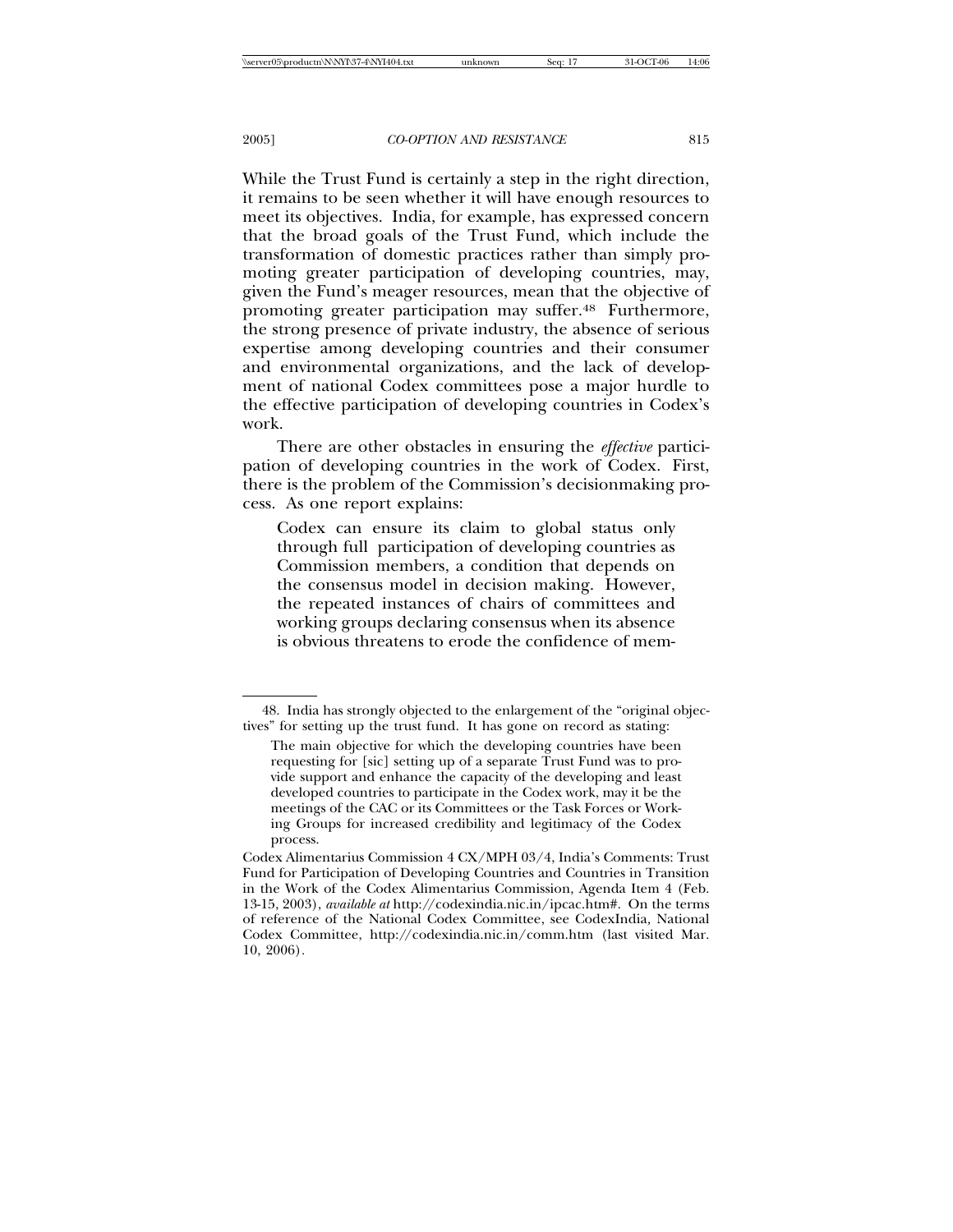While the Trust Fund is certainly a step in the right direction, it remains to be seen whether it will have enough resources to meet its objectives. India, for example, has expressed concern that the broad goals of the Trust Fund, which include the transformation of domestic practices rather than simply promoting greater participation of developing countries, may, given the Fund's meager resources, mean that the objective of promoting greater participation may suffer.[48] Furthermore, the strong presence of private industry, the absence of serious expertise among developing countries and their consumer and environmental organizations, and the lack of development of national Codex committees pose a major hurdle to the effective participation of developing countries in Codex's work.

There are other obstacles in ensuring the *effective* participation of developing countries in the work of Codex. First, there is the problem of the Commission's decisionmaking process. As one report explains:

> Codex can ensure its claim to global status only through full participation of developing countries as Commission members, a condition that depends on the consensus model in decision making. However, the repeated instances of chairs of committees and working groups declaring consensus when its absence is obvious threatens to erode the confidence of mem-

---

48. India has strongly objected to the enlargement of the "original objectives" for setting up the trust fund. It has gone on record as stating:

> The main objective for which the developing countries have been requesting for [sic] setting up of a separate Trust Fund was to provide support and enhance the capacity of the developing and least developed countries to participate in the Codex work, may it be the meetings of the CAC or its Committees or the Task Forces or Working Groups for increased credibility and legitimacy of the Codex process.

Codex Alimentarius Commission 4 CX/MPH 03/4, India's Comments: Trust Fund for Participation of Developing Countries and Countries in Transition in the Work of the Codex Alimentarius Commission, Agenda Item 4 (Feb. 13-15, 2003), *available at* http://codexindia.nic.in/ipcac.htm#. On the terms of reference of the National Codex Committee, see CodexIndia, National Codex Committee, http://codexindia.nic.in/comm.htm (last visited Mar. 10, 2006).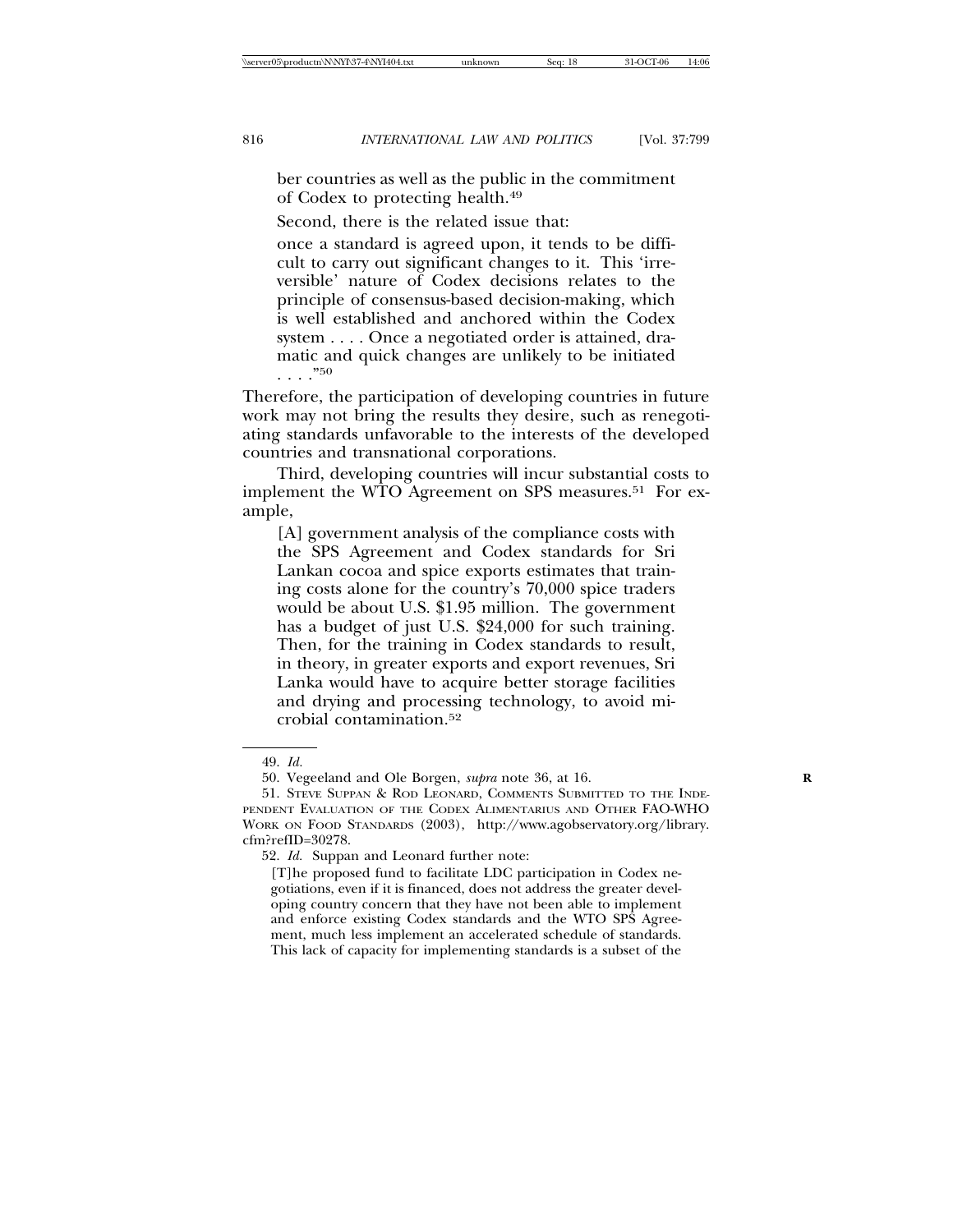> ber countries as well as the public in the commitment of Codex to protecting health.[49]

Second, there is the related issue that:

> once a standard is agreed upon, it tends to be difficult to carry out significant changes to it. This 'irreversible' nature of Codex decisions relates to the principle of consensus-based decision-making, which is well established and anchored within the Codex system . . . . Once a negotiated order is attained, dramatic and quick changes are unlikely to be initiated . . . ."[50]

Therefore, the participation of developing countries in future work may not bring the results they desire, such as renegotiating standards unfavorable to the interests of the developed countries and transnational corporations.

Third, developing countries will incur substantial costs to implement the WTO Agreement on SPS measures.[51] For example,

> [A] government analysis of the compliance costs with the SPS Agreement and Codex standards for Sri Lankan cocoa and spice exports estimates that training costs alone for the country's 70,000 spice traders would be about U.S. $1.95 million. The government has a budget of just U.S. $24,000 for such training. Then, for the training in Codex standards to result, in theory, in greater exports and export revenues, Sri Lanka would have to acquire better storage facilities and drying and processing technology, to avoid microbial contamination.[52]

---

49. *Id.*

50. Vegeeland and Ole Borgen, *supra* note 36, at 16.

51. Steve Suppan & Rod Leonard, Comments Submitted to the Independent Evaluation of the Codex Alimentarius and Other FAO-WHO Work on Food Standards (2003), http://www.agobservatory.org/library.cfm?refID=30278.

52. *Id.* Suppan and Leonard further note:

> [T]he proposed fund to facilitate LDC participation in Codex negotiations, even if it is financed, does not address the greater developing country concern that they have not been able to implement and enforce existing Codex standards and the WTO SPS Agreement, much less implement an accelerated schedule of standards. This lack of capacity for implementing standards is a subset of the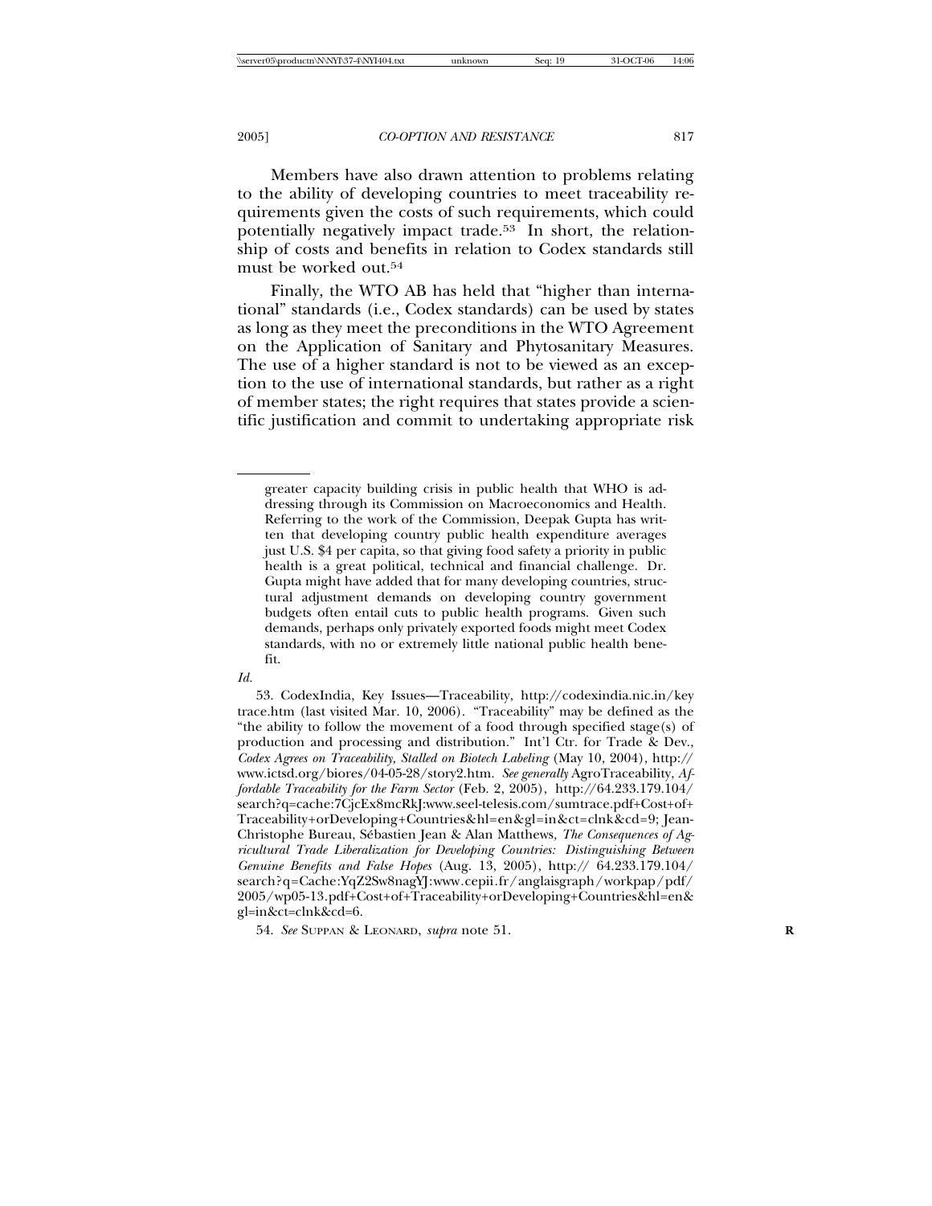Members have also drawn attention to problems relating to the ability of developing countries to meet traceability requirements given the costs of such requirements, which could potentially negatively impact trade.[53] In short, the relationship of costs and benefits in relation to Codex standards still must be worked out.[54]

Finally, the WTO AB has held that "higher than international" standards (i.e., Codex standards) can be used by states as long as they meet the preconditions in the WTO Agreement on the Application of Sanitary and Phytosanitary Measures. The use of a higher standard is not to be viewed as an exception to the use of international standards, but rather as a right of member states; the right requires that states provide a scientific justification and commit to undertaking appropriate risk

---

> greater capacity building crisis in public health that WHO is addressing through its Commission on Macroeconomics and Health. Referring to the work of the Commission, Deepak Gupta has written that developing country public health expenditure averages just U.S. $4 per capita, so that giving food safety a priority in public health is a great political, technical and financial challenge. Dr. Gupta might have added that for many developing countries, structural adjustment demands on developing country government budgets often entail cuts to public health programs. Given such demands, perhaps only privately exported foods might meet Codex standards, with no or extremely little national public health benefit.

*Id.*

53. CodexIndia, Key Issues—Traceability, http://codexindia.nic.in/keytrace.htm (last visited Mar. 10, 2006). "Traceability" may be defined as the "the ability to follow the movement of a food through specified stage(s) of production and processing and distribution." Int'l Ctr. for Trade & Dev., *Codex Agrees on Traceability, Stalled on Biotech Labeling* (May 10, 2004), http://www.ictsd.org/biores/04-05-28/story2.htm. *See generally* AgroTraceability, *Affordable Traceability for the Farm Sector* (Feb. 2, 2005), http://64.233.179.104/search?q=cache:7CjcEx8mcRkJ:www.seel-telesis.com/sumtrace.pdf+Cost+of+Traceability+orDeveloping+Countries&hl=en&gl=in&ct=clnk&cd=9; Jean-Christophe Bureau, Sébastien Jean & Alan Matthews, *The Consequences of Agricultural Trade Liberalization for Developing Countries: Distinguishing Between Genuine Benefits and False Hopes* (Aug. 13, 2005), http:// 64.233.179.104/search?q=Cache:YqZ2Sw8nagYJ:www.cepii.fr/anglaisgraph/workpap/pdf/2005/wp05-13.pdf+Cost+of+Traceability+orDeveloping+Countries&hl=en&gl=in&ct=clnk&cd=6.

54. *See* SUPPAN & LEONARD, *supra* note 51.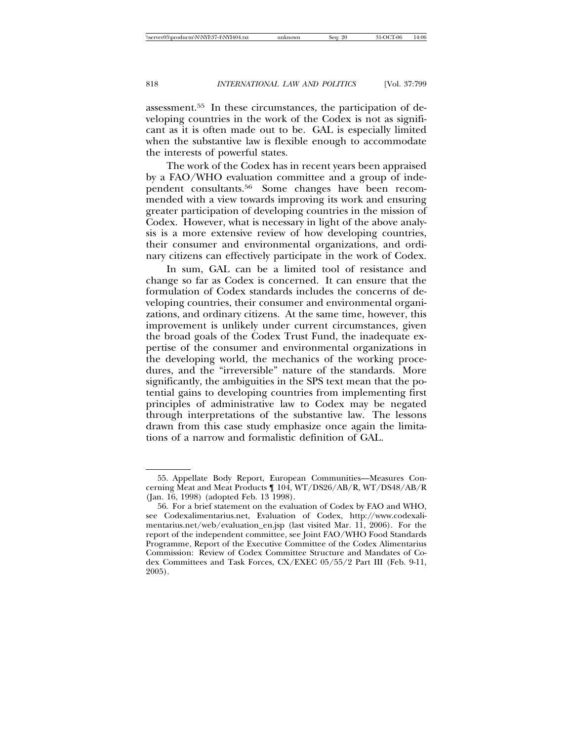assessment.[55] In these circumstances, the participation of developing countries in the work of the Codex is not as significant as it is often made out to be. GAL is especially limited when the substantive law is flexible enough to accommodate the interests of powerful states.

The work of the Codex has in recent years been appraised by a FAO/WHO evaluation committee and a group of independent consultants.[56] Some changes have been recommended with a view towards improving its work and ensuring greater participation of developing countries in the mission of Codex. However, what is necessary in light of the above analysis is a more extensive review of how developing countries, their consumer and environmental organizations, and ordinary citizens can effectively participate in the work of Codex.

In sum, GAL can be a limited tool of resistance and change so far as Codex is concerned. It can ensure that the formulation of Codex standards includes the concerns of developing countries, their consumer and environmental organizations, and ordinary citizens. At the same time, however, this improvement is unlikely under current circumstances, given the broad goals of the Codex Trust Fund, the inadequate expertise of the consumer and environmental organizations in the developing world, the mechanics of the working procedures, and the "irreversible" nature of the standards. More significantly, the ambiguities in the SPS text mean that the potential gains to developing countries from implementing first principles of administrative law to Codex may be negated through interpretations of the substantive law. The lessons drawn from this case study emphasize once again the limitations of a narrow and formalistic definition of GAL.

---

55. Appellate Body Report, European Communities—Measures Concerning Meat and Meat Products ¶ 104, WT/DS26/AB/R, WT/DS48/AB/R (Jan. 16, 1998) (adopted Feb. 13 1998).

56. For a brief statement on the evaluation of Codex by FAO and WHO, see Codexalimentarius.net, Evaluation of Codex, http://www.codexalimentarius.net/web/evaluation_en.jsp (last visited Mar. 11, 2006). For the report of the independent committee, see Joint FAO/WHO Food Standards Programme, Report of the Executive Committee of the Codex Alimentarius Commission: Review of Codex Committee Structure and Mandates of Codex Committees and Task Forces, CX/EXEC 05/55/2 Part III (Feb. 9-11, 2005).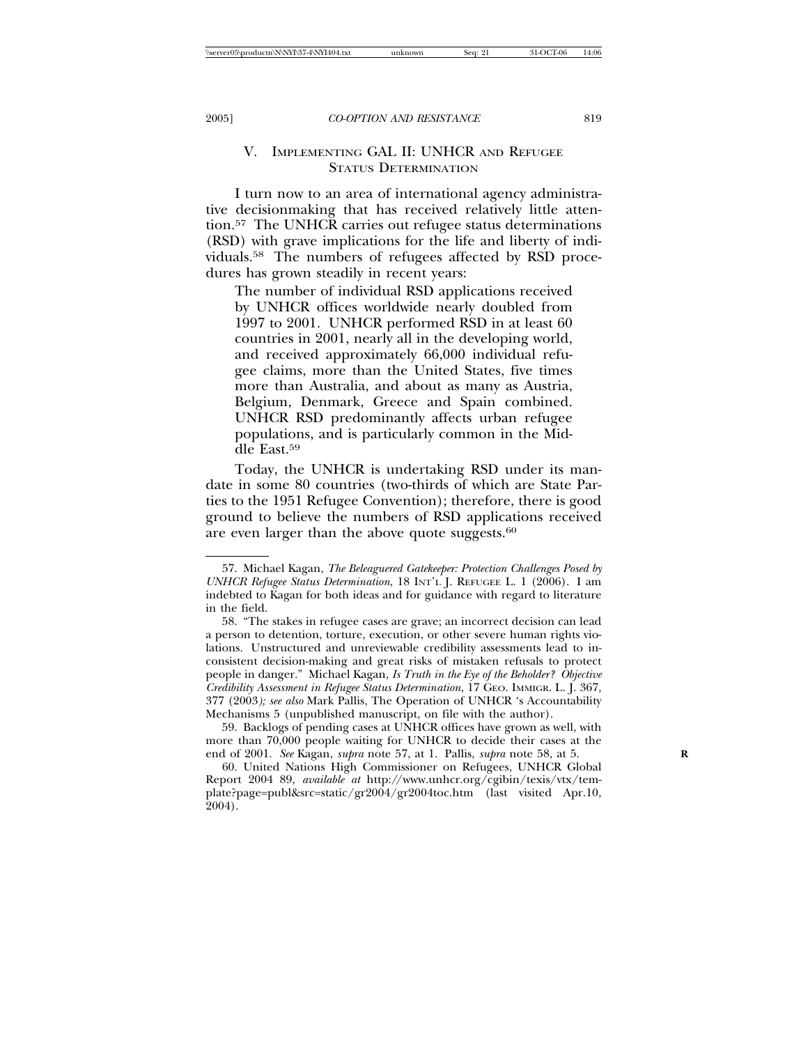## V. Implementing GAL II: UNHCR and Refugee Status Determination

I turn now to an area of international agency administrative decisionmaking that has received relatively little attention.[57] The UNHCR carries out refugee status determinations (RSD) with grave implications for the life and liberty of individuals.[58] The numbers of refugees affected by RSD procedures has grown steadily in recent years:

> The number of individual RSD applications received by UNHCR offices worldwide nearly doubled from 1997 to 2001. UNHCR performed RSD in at least 60 countries in 2001, nearly all in the developing world, and received approximately 66,000 individual refugee claims, more than the United States, five times more than Australia, and about as many as Austria, Belgium, Denmark, Greece and Spain combined. UNHCR RSD predominantly affects urban refugee populations, and is particularly common in the Middle East.[59]

Today, the UNHCR is undertaking RSD under its mandate in some 80 countries (two-thirds of which are State Parties to the 1951 Refugee Convention); therefore, there is good ground to believe the numbers of RSD applications received are even larger than the above quote suggests.[60]

---

57. Michael Kagan, *The Beleaguered Gatekeeper: Protection Challenges Posed by UNHCR Refugee Status Determination*, 18 Int'l J. Refugee L. 1 (2006). I am indebted to Kagan for both ideas and for guidance with regard to literature in the field.

58. "The stakes in refugee cases are grave; an incorrect decision can lead a person to detention, torture, execution, or other severe human rights violations. Unstructured and unreviewable credibility assessments lead to inconsistent decision-making and great risks of mistaken refusals to protect people in danger." Michael Kagan, *Is Truth in the Eye of the Beholder? Objective Credibility Assessment in Refugee Status Determination*, 17 Geo. Immigr. L. J. 367, 377 (2003*); see also* Mark Pallis, The Operation of UNHCR 's Accountability Mechanisms 5 (unpublished manuscript, on file with the author).

59. Backlogs of pending cases at UNHCR offices have grown as well, with more than 70,000 people waiting for UNHCR to decide their cases at the end of 2001. *See* Kagan, *supra* note 57, at 1. Pallis, *supra* note 58, at 5.

60. United Nations High Commissioner on Refugees, UNHCR Global Report 2004 89, *available at* http://www.unhcr.org/cgibin/texis/vtx/template?page=publ&src=static/gr2004/gr2004toc.htm (last visited Apr.10, 2004).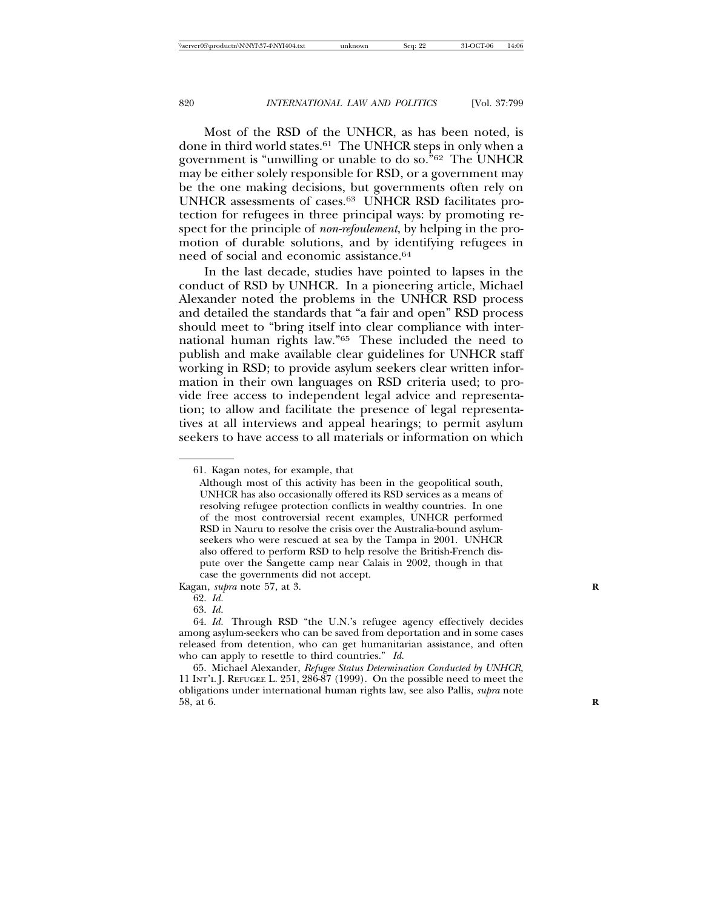Most of the RSD of the UNHCR, as has been noted, is done in third world states.[61] The UNHCR steps in only when a government is "unwilling or unable to do so."[62] The UNHCR may be either solely responsible for RSD, or a government may be the one making decisions, but governments often rely on UNHCR assessments of cases.[63] UNHCR RSD facilitates protection for refugees in three principal ways: by promoting respect for the principle of *non-refoulement*, by helping in the promotion of durable solutions, and by identifying refugees in need of social and economic assistance.[64]

In the last decade, studies have pointed to lapses in the conduct of RSD by UNHCR. In a pioneering article, Michael Alexander noted the problems in the UNHCR RSD process and detailed the standards that "a fair and open" RSD process should meet to "bring itself into clear compliance with international human rights law."[65] These included the need to publish and make available clear guidelines for UNHCR staff working in RSD; to provide asylum seekers clear written information in their own languages on RSD criteria used; to provide free access to independent legal advice and representation; to allow and facilitate the presence of legal representatives at all interviews and appeal hearings; to permit asylum seekers to have access to all materials or information on which

---

61. Kagan notes, for example, that

> Although most of this activity has been in the geopolitical south, UNHCR has also occasionally offered its RSD services as a means of resolving refugee protection conflicts in wealthy countries. In one of the most controversial recent examples, UNHCR performed RSD in Nauru to resolve the crisis over the Australia-bound asylum-seekers who were rescued at sea by the Tampa in 2001. UNHCR also offered to perform RSD to help resolve the British-French dispute over the Sangette camp near Calais in 2002, though in that case the governments did not accept.

Kagan, *supra* note 57, at 3.

62. *Id.*

63. *Id.*

64. *Id.* Through RSD "the U.N.'s refugee agency effectively decides among asylum-seekers who can be saved from deportation and in some cases released from detention, who can get humanitarian assistance, and often who can apply to resettle to third countries." *Id.*

65. Michael Alexander, *Refugee Status Determination Conducted by UNHCR*, 11 INT'L J. REFUGEE L. 251, 286-87 (1999). On the possible need to meet the obligations under international human rights law, see also Pallis, *supra* note 58, at 6.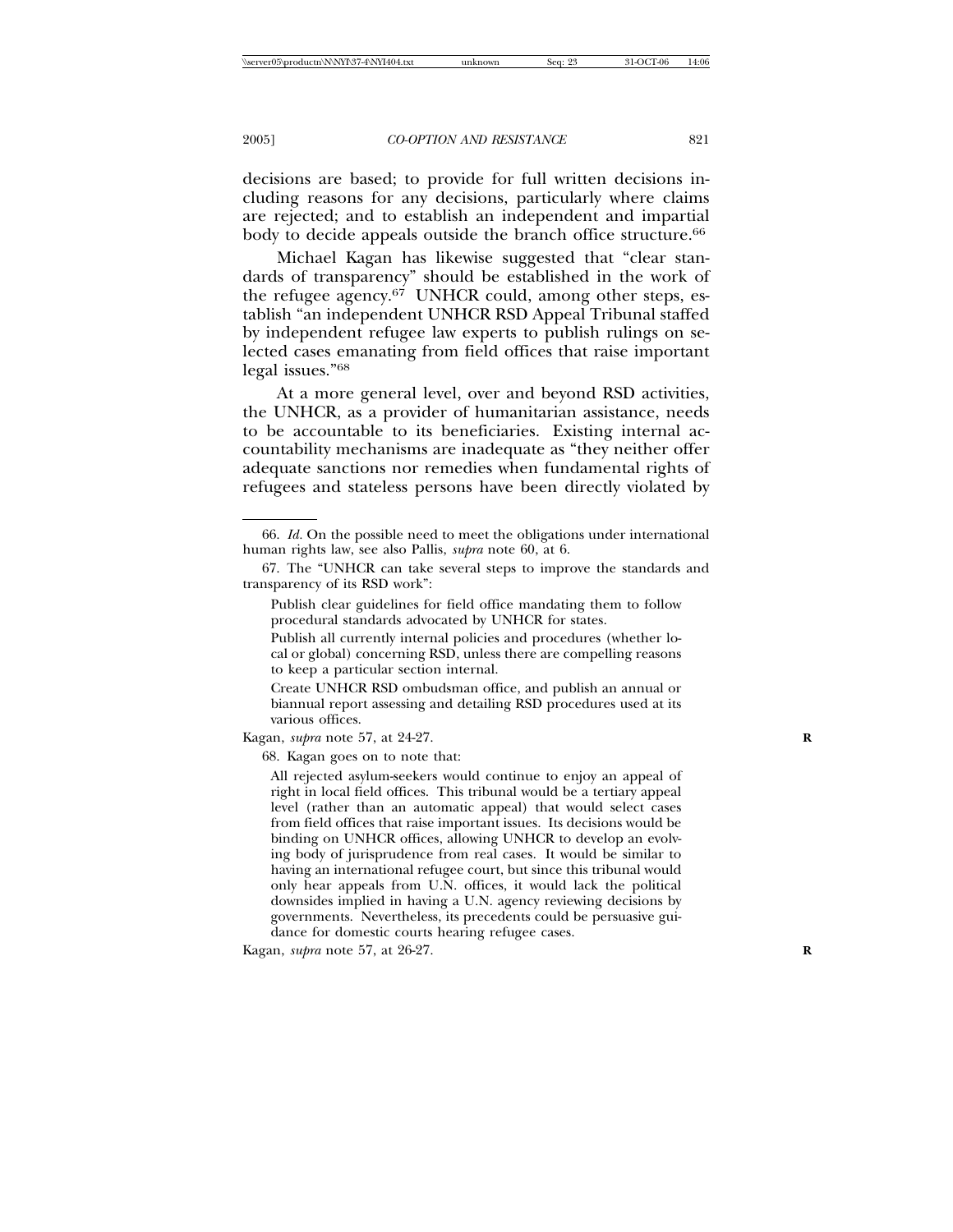decisions are based; to provide for full written decisions including reasons for any decisions, particularly where claims are rejected; and to establish an independent and impartial body to decide appeals outside the branch office structure.[66]

Michael Kagan has likewise suggested that "clear standards of transparency" should be established in the work of the refugee agency.[67] UNHCR could, among other steps, establish "an independent UNHCR RSD Appeal Tribunal staffed by independent refugee law experts to publish rulings on selected cases emanating from field offices that raise important legal issues."[68]

At a more general level, over and beyond RSD activities, the UNHCR, as a provider of humanitarian assistance, needs to be accountable to its beneficiaries. Existing internal accountability mechanisms are inadequate as "they neither offer adequate sanctions nor remedies when fundamental rights of refugees and stateless persons have been directly violated by

---

66. *Id.* On the possible need to meet the obligations under international human rights law, see also Pallis, *supra* note 60, at 6.

67. The "UNHCR can take several steps to improve the standards and transparency of its RSD work":

> Publish clear guidelines for field office mandating them to follow procedural standards advocated by UNHCR for states.
>
> Publish all currently internal policies and procedures (whether local or global) concerning RSD, unless there are compelling reasons to keep a particular section internal.
>
> Create UNHCR RSD ombudsman office, and publish an annual or biannual report assessing and detailing RSD procedures used at its various offices.

Kagan, *supra* note 57, at 24-27.

68. Kagan goes on to note that:

> All rejected asylum-seekers would continue to enjoy an appeal of right in local field offices. This tribunal would be a tertiary appeal level (rather than an automatic appeal) that would select cases from field offices that raise important issues. Its decisions would be binding on UNHCR offices, allowing UNHCR to develop an evolving body of jurisprudence from real cases. It would be similar to having an international refugee court, but since this tribunal would only hear appeals from U.N. offices, it would lack the political downsides implied in having a U.N. agency reviewing decisions by governments. Nevertheless, its precedents could be persuasive guidance for domestic courts hearing refugee cases.

Kagan, *supra* note 57, at 26-27.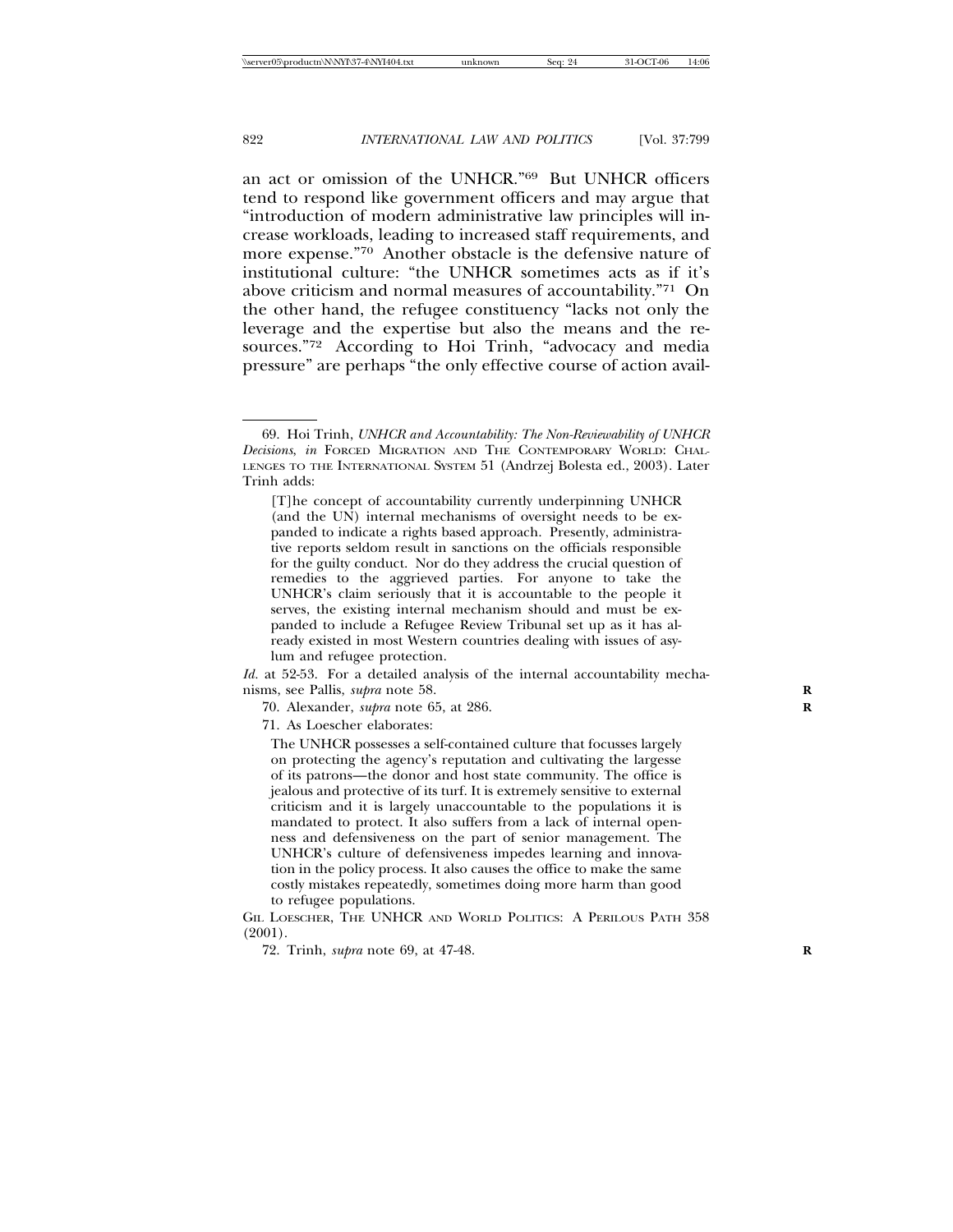an act or omission of the UNHCR."[69] But UNHCR officers tend to respond like government officers and may argue that "introduction of modern administrative law principles will increase workloads, leading to increased staff requirements, and more expense."[70] Another obstacle is the defensive nature of institutional culture: "the UNHCR sometimes acts as if it's above criticism and normal measures of accountability."[71] On the other hand, the refugee constituency "lacks not only the leverage and the expertise but also the means and the resources."[72] According to Hoi Trinh, "advocacy and media pressure" are perhaps "the only effective course of action avail-

---

69. Hoi Trinh, *UNHCR and Accountability: The Non-Reviewability of UNHCR Decisions*, *in* FORCED MIGRATION AND THE CONTEMPORARY WORLD: CHALLENGES TO THE INTERNATIONAL SYSTEM 51 (Andrzej Bolesta ed., 2003). Later Trinh adds:

> [T]he concept of accountability currently underpinning UNHCR (and the UN) internal mechanisms of oversight needs to be expanded to indicate a rights based approach. Presently, administrative reports seldom result in sanctions on the officials responsible for the guilty conduct. Nor do they address the crucial question of remedies to the aggrieved parties. For anyone to take the UNHCR's claim seriously that it is accountable to the people it serves, the existing internal mechanism should and must be expanded to include a Refugee Review Tribunal set up as it has already existed in most Western countries dealing with issues of asylum and refugee protection.

*Id.* at 52-53. For a detailed analysis of the internal accountability mechanisms, see Pallis, *supra* note 58.

70. Alexander, *supra* note 65, at 286.

71. As Loescher elaborates:

> The UNHCR possesses a self-contained culture that focusses largely on protecting the agency's reputation and cultivating the largesse of its patrons—the donor and host state community. The office is jealous and protective of its turf. It is extremely sensitive to external criticism and it is largely unaccountable to the populations it is mandated to protect. It also suffers from a lack of internal openness and defensiveness on the part of senior management. The UNHCR's culture of defensiveness impedes learning and innovation in the policy process. It also causes the office to make the same costly mistakes repeatedly, sometimes doing more harm than good to refugee populations.

GIL LOESCHER, THE UNHCR AND WORLD POLITICS: A PERILOUS PATH 358 (2001).

72. Trinh, *supra* note 69, at 47-48.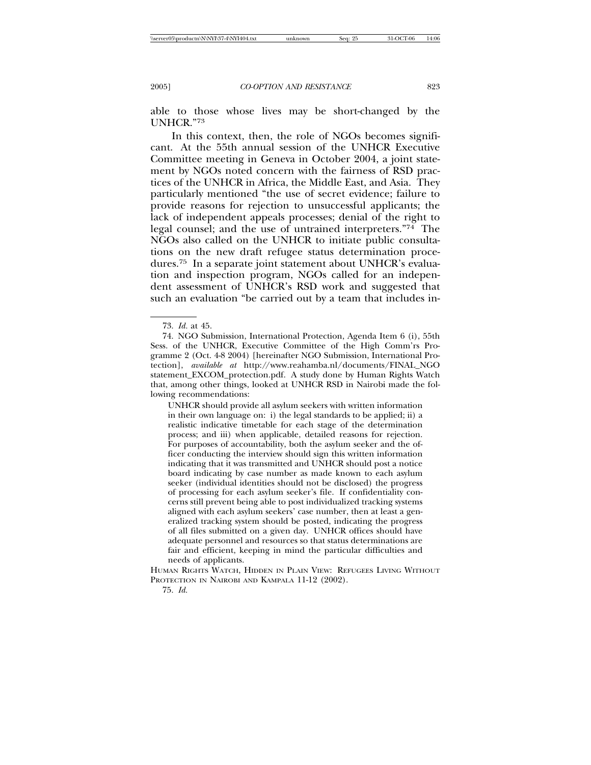able to those whose lives may be short-changed by the UNHCR."[73]

In this context, then, the role of NGOs becomes significant. At the 55th annual session of the UNHCR Executive Committee meeting in Geneva in October 2004, a joint statement by NGOs noted concern with the fairness of RSD practices of the UNHCR in Africa, the Middle East, and Asia. They particularly mentioned "the use of secret evidence; failure to provide reasons for rejection to unsuccessful applicants; the lack of independent appeals processes; denial of the right to legal counsel; and the use of untrained interpreters."[74] The NGOs also called on the UNHCR to initiate public consultations on the new draft refugee status determination procedures.[75] In a separate joint statement about UNHCR's evaluation and inspection program, NGOs called for an independent assessment of UNHCR's RSD work and suggested that such an evaluation "be carried out by a team that includes in-

---

73. *Id.* at 45.

74. NGO Submission, International Protection, Agenda Item 6 (i), 55th Sess. of the UNHCR, Executive Committee of the High Comm'rs Programme 2 (Oct. 4-8 2004) [hereinafter NGO Submission, International Protection], *available at* http://www.reahamba.nl/documents/FINAL_NGO statement_EXCOM_protection.pdf. A study done by Human Rights Watch that, among other things, looked at UNHCR RSD in Nairobi made the following recommendations:

> UNHCR should provide all asylum seekers with written information in their own language on: i) the legal standards to be applied; ii) a realistic indicative timetable for each stage of the determination process; and iii) when applicable, detailed reasons for rejection. For purposes of accountability, both the asylum seeker and the officer conducting the interview should sign this written information indicating that it was transmitted and UNHCR should post a notice board indicating by case number as made known to each asylum seeker (individual identities should not be disclosed) the progress of processing for each asylum seeker's file. If confidentiality concerns still prevent being able to post individualized tracking systems aligned with each asylum seekers' case number, then at least a generalized tracking system should be posted, indicating the progress of all files submitted on a given day. UNHCR offices should have adequate personnel and resources so that status determinations are fair and efficient, keeping in mind the particular difficulties and needs of applicants.

HUMAN RIGHTS WATCH, HIDDEN IN PLAIN VIEW: REFUGEES LIVING WITHOUT PROTECTION IN NAIROBI AND KAMPALA 11-12 (2002).

75. *Id.*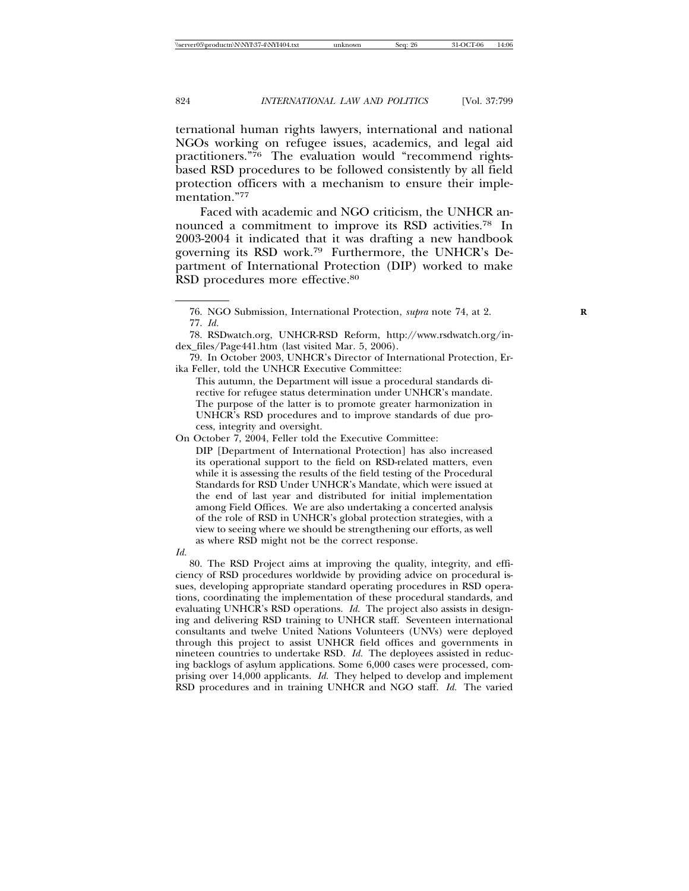ternational human rights lawyers, international and national NGOs working on refugee issues, academics, and legal aid practitioners."[76] The evaluation would "recommend rights-based RSD procedures to be followed consistently by all field protection officers with a mechanism to ensure their implementation."[77]

Faced with academic and NGO criticism, the UNHCR announced a commitment to improve its RSD activities.[78] In 2003-2004 it indicated that it was drafting a new handbook governing its RSD work.[79] Furthermore, the UNHCR's Department of International Protection (DIP) worked to make RSD procedures more effective.[80]

---

76. NGO Submission, International Protection, *supra* note 74, at 2.

77. *Id.*

78. RSDwatch.org, UNHCR-RSD Reform, http://www.rsdwatch.org/index_files/Page441.htm (last visited Mar. 5, 2006).

79. In October 2003, UNHCR's Director of International Protection, Erika Feller, told the UNHCR Executive Committee:

> This autumn, the Department will issue a procedural standards directive for refugee status determination under UNHCR's mandate. The purpose of the latter is to promote greater harmonization in UNHCR's RSD procedures and to improve standards of due process, integrity and oversight.

On October 7, 2004, Feller told the Executive Committee:

> DIP [Department of International Protection] has also increased its operational support to the field on RSD-related matters, even while it is assessing the results of the field testing of the Procedural Standards for RSD Under UNHCR's Mandate, which were issued at the end of last year and distributed for initial implementation among Field Offices. We are also undertaking a concerted analysis of the role of RSD in UNHCR's global protection strategies, with a view to seeing where we should be strengthening our efforts, as well as where RSD might not be the correct response.

*Id.*

80. The RSD Project aims at improving the quality, integrity, and efficiency of RSD procedures worldwide by providing advice on procedural issues, developing appropriate standard operating procedures in RSD operations, coordinating the implementation of these procedural standards, and evaluating UNHCR's RSD operations. *Id.* The project also assists in designing and delivering RSD training to UNHCR staff. Seventeen international consultants and twelve United Nations Volunteers (UNVs) were deployed through this project to assist UNHCR field offices and governments in nineteen countries to undertake RSD. *Id.* The deployees assisted in reducing backlogs of asylum applications. Some 6,000 cases were processed, comprising over 14,000 applicants. *Id.* They helped to develop and implement RSD procedures and in training UNHCR and NGO staff. *Id.* The varied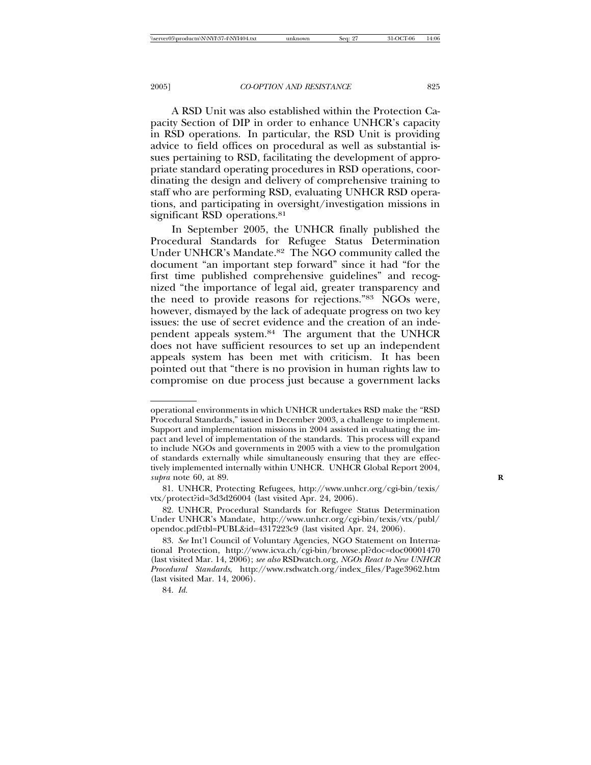A RSD Unit was also established within the Protection Capacity Section of DIP in order to enhance UNHCR's capacity in RSD operations. In particular, the RSD Unit is providing advice to field offices on procedural as well as substantial issues pertaining to RSD, facilitating the development of appropriate standard operating procedures in RSD operations, coordinating the design and delivery of comprehensive training to staff who are performing RSD, evaluating UNHCR RSD operations, and participating in oversight/investigation missions in significant RSD operations.[81]

In September 2005, the UNHCR finally published the Procedural Standards for Refugee Status Determination Under UNHCR's Mandate.[82] The NGO community called the document "an important step forward" since it had "for the first time published comprehensive guidelines" and recognized "the importance of legal aid, greater transparency and the need to provide reasons for rejections."[83] NGOs were, however, dismayed by the lack of adequate progress on two key issues: the use of secret evidence and the creation of an independent appeals system.[84] The argument that the UNHCR does not have sufficient resources to set up an independent appeals system has been met with criticism. It has been pointed out that "there is no provision in human rights law to compromise on due process just because a government lacks

---

operational environments in which UNHCR undertakes RSD make the "RSD Procedural Standards," issued in December 2003, a challenge to implement. Support and implementation missions in 2004 assisted in evaluating the impact and level of implementation of the standards. This process will expand to include NGOs and governments in 2005 with a view to the promulgation of standards externally while simultaneously ensuring that they are effectively implemented internally within UNHCR. UNHCR Global Report 2004, *supra* note 60, at 89.

81. UNHCR, Protecting Refugees, http://www.unhcr.org/cgi-bin/texis/vtx/protect?id=3d3d26004 (last visited Apr. 24, 2006).

82. UNHCR, Procedural Standards for Refugee Status Determination Under UNHCR's Mandate, http://www.unhcr.org/cgi-bin/texis/vtx/publ/opendoc.pdf?tbl=PUBL&id=4317223c9 (last visited Apr. 24, 2006).

83. *See* Int'l Council of Voluntary Agencies, NGO Statement on International Protection, http://www.icva.ch/cgi-bin/browse.pl?doc=doc00001470 (last visited Mar. 14, 2006); *see also* RSDwatch.org, *NGOs React to New UNHCR Procedural Standards*, http://www.rsdwatch.org/index_files/Page3962.htm (last visited Mar. 14, 2006).

84. *Id.*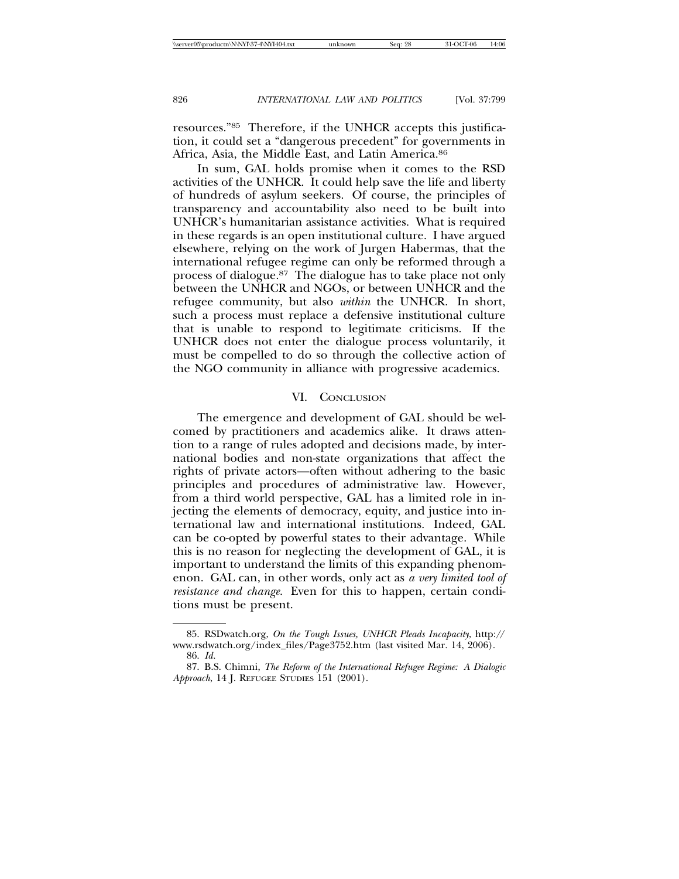resources."[85] Therefore, if the UNHCR accepts this justification, it could set a "dangerous precedent" for governments in Africa, Asia, the Middle East, and Latin America.[86]

In sum, GAL holds promise when it comes to the RSD activities of the UNHCR. It could help save the life and liberty of hundreds of asylum seekers. Of course, the principles of transparency and accountability also need to be built into UNHCR's humanitarian assistance activities. What is required in these regards is an open institutional culture. I have argued elsewhere, relying on the work of Jurgen Habermas, that the international refugee regime can only be reformed through a process of dialogue.[87] The dialogue has to take place not only between the UNHCR and NGOs, or between UNHCR and the refugee community, but also *within* the UNHCR. In short, such a process must replace a defensive institutional culture that is unable to respond to legitimate criticisms. If the UNHCR does not enter the dialogue process voluntarily, it must be compelled to do so through the collective action of the NGO community in alliance with progressive academics.

## VI. Conclusion

The emergence and development of GAL should be welcomed by practitioners and academics alike. It draws attention to a range of rules adopted and decisions made, by international bodies and non-state organizations that affect the rights of private actors—often without adhering to the basic principles and procedures of administrative law. However, from a third world perspective, GAL has a limited role in injecting the elements of democracy, equity, and justice into international law and international institutions. Indeed, GAL can be co-opted by powerful states to their advantage. While this is no reason for neglecting the development of GAL, it is important to understand the limits of this expanding phenomenon. GAL can, in other words, only act as *a very limited tool of resistance and change*. Even for this to happen, certain conditions must be present.

---

85. RSDwatch.org, *On the Tough Issues, UNHCR Pleads Incapacity*, http://www.rsdwatch.org/index_files/Page3752.htm (last visited Mar. 14, 2006).

86. *Id.*

87. B.S. Chimni, *The Reform of the International Refugee Regime: A Dialogic Approach*, 14 J. Refugee Studies 151 (2001).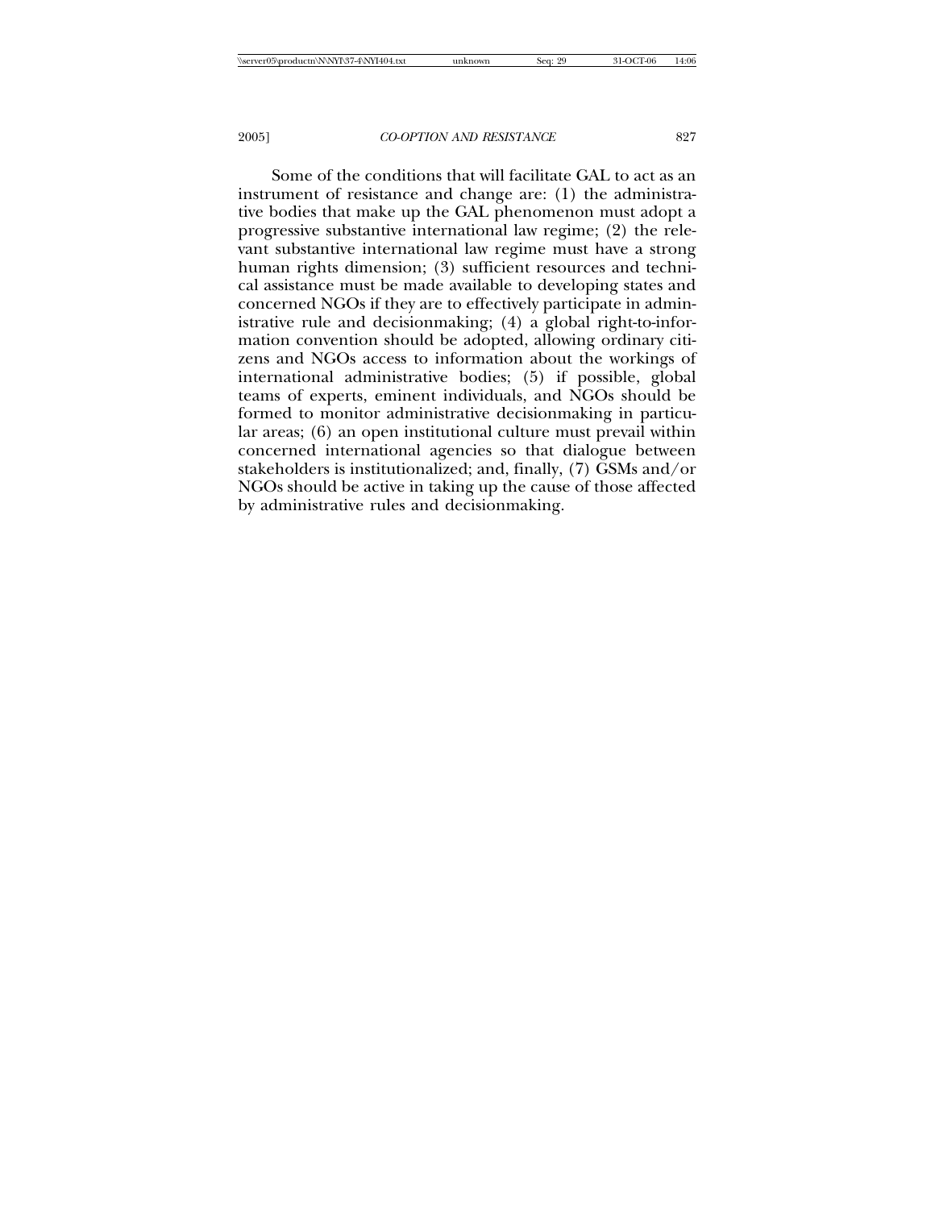Some of the conditions that will facilitate GAL to act as an instrument of resistance and change are: (1) the administrative bodies that make up the GAL phenomenon must adopt a progressive substantive international law regime; (2) the relevant substantive international law regime must have a strong human rights dimension; (3) sufficient resources and technical assistance must be made available to developing states and concerned NGOs if they are to effectively participate in administrative rule and decisionmaking; (4) a global right-to-information convention should be adopted, allowing ordinary citizens and NGOs access to information about the workings of international administrative bodies; (5) if possible, global teams of experts, eminent individuals, and NGOs should be formed to monitor administrative decisionmaking in particular areas; (6) an open institutional culture must prevail within concerned international agencies so that dialogue between stakeholders is institutionalized; and, finally, (7) GSMs and/or NGOs should be active in taking up the cause of those affected by administrative rules and decisionmaking.